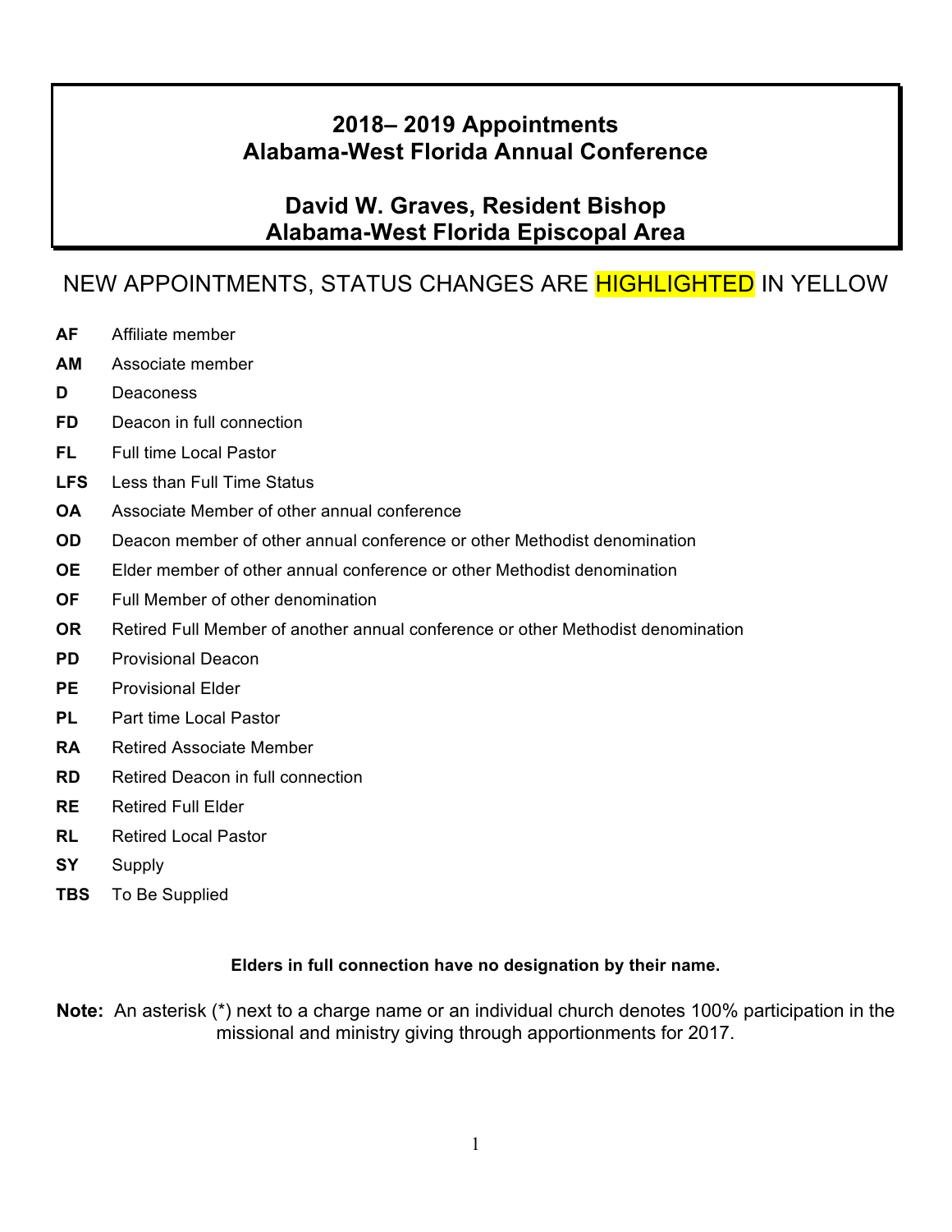# 2018– 2019 Appointments
# Alabama-West Florida Annual Conference

## David W. Graves, Resident Bishop
## Alabama-West Florida Episcopal Area

NEW APPOINTMENTS, STATUS CHANGES ARE HIGHLIGHTED IN YELLOW

| | |
|---|---|
| **AF** | Affiliate member |
| **AM** | Associate member |
| **D** | Deaconess |
| **FD** | Deacon in full connection |
| **FL** | Full time Local Pastor |
| **LFS** | Less than Full Time Status |
| **OA** | Associate Member of other annual conference |
| **OD** | Deacon member of other annual conference or other Methodist denomination |
| **OE** | Elder member of other annual conference or other Methodist denomination |
| **OF** | Full Member of other denomination |
| **OR** | Retired Full Member of another annual conference or other Methodist denomination |
| **PD** | Provisional Deacon |
| **PE** | Provisional Elder |
| **PL** | Part time Local Pastor |
| **RA** | Retired Associate Member |
| **RD** | Retired Deacon in full connection |
| **RE** | Retired Full Elder |
| **RL** | Retired Local Pastor |
| **SY** | Supply |
| **TBS** | To Be Supplied |

**Elders in full connection have no designation by their name.**

**Note:** An asterisk (*) next to a charge name or an individual church denotes 100% participation in the missional and ministry giving through apportionments for 2017.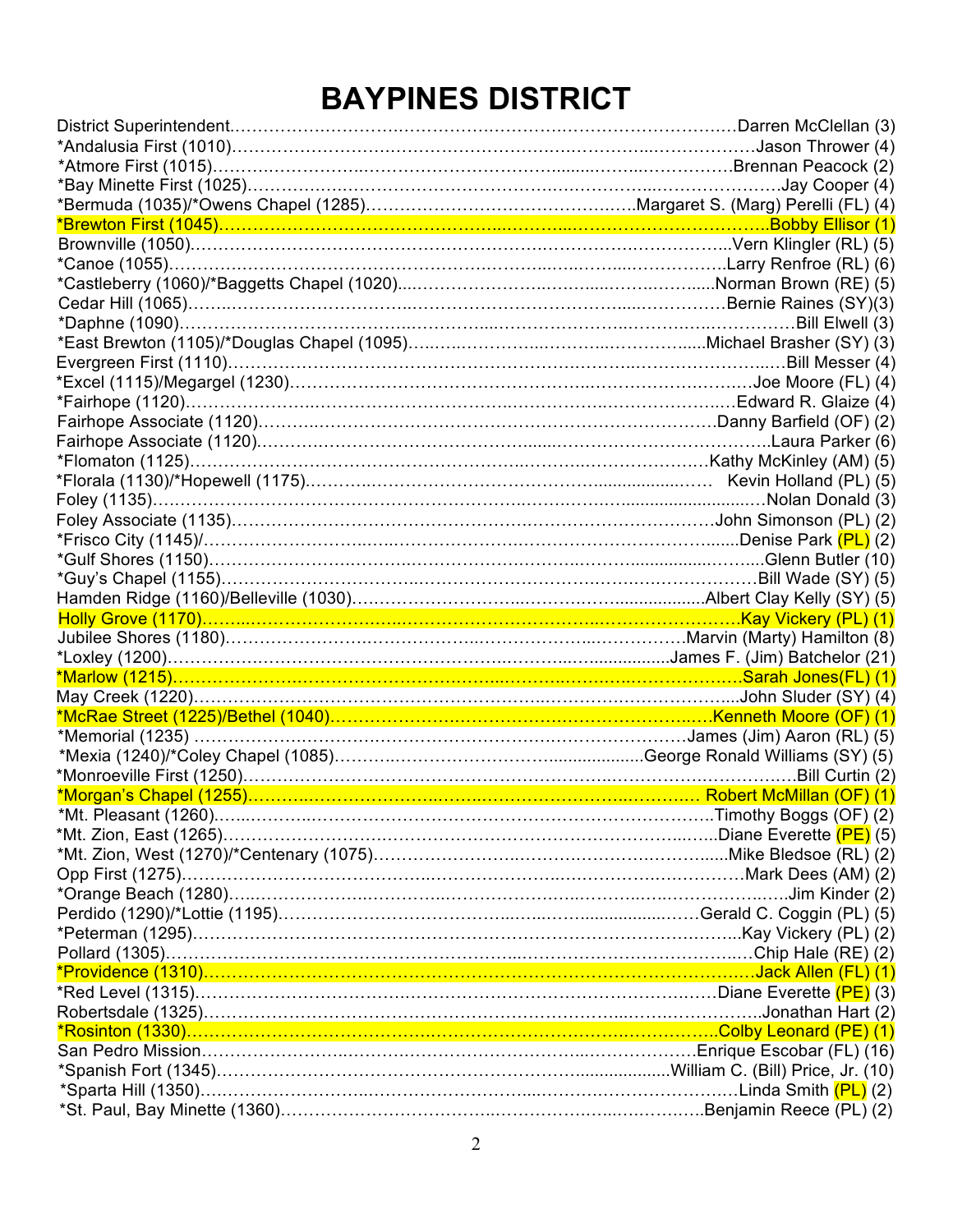# BAYPINES DISTRICT

District Superintendent……………………………………………………………………………Darren McClellan (3)
*Andalusia First (1010)…………………………………………………………………………Jason Thrower (4)
*Atmore First (1015)………………………………………………………………………………Brennan Peacock (2)
*Bay Minette First (1025)……………………………………………………………………………Jay Cooper (4)
*Bermuda (1035)/*Owens Chapel (1285)…………………………………………Margaret S. (Marg) Perelli (FL) (4)
*Brewton First (1045)……………………………………………………………………………………Bobby Ellisor (1)
Brownville (1050)……………………………………………………………………………………Vern Klingler (RL) (5)
*Canoe (1055)………………………………………………………………………………………Larry Renfroe (RL) (6)
*Castleberry (1060)/*Baggetts Chapel (1020)…………………………………………………Norman Brown (RE) (5)
Cedar Hill (1065)…………………………………………………………………………………Bernie Raines (SY)(3)
*Daphne (1090)…………………………………………………………………………………………Bill Elwell (3)
*East Brewton (1105)/*Douglas Chapel (1095)…………………………………………Michael Brasher (SY) (3)
Evergreen First (1110)…………………………………………………………………………………Bill Messer (4)
*Excel (1115)/Megargel (1230)……………………………………………………………………Joe Moore (FL) (4)
*Fairhope (1120)………………………………………………………………………………………Edward R. Glaize (4)
Fairhope Associate (1120)………………………………………………………………………Danny Barfield (OF) (2)
Fairhope Associate (1120)…………………………………………………………………………………Laura Parker (6)
*Flomaton (1125)……………………………………………………………………………………Kathy McKinley (AM) (5)
*Florala (1130)/*Hopewell (1175)……………………………………………………………… Kevin Holland (PL) (5)
Foley (1135)……………………………………………………………………………………………………Nolan Donald (3)
Foley Associate (1135)…………………………………………………………………………………John Simonson (PL) (2)
*Frisco City (1145)/………………………………………………………………………………………Denise Park (PL) (2)
*Gulf Shores (1150)……………………………………………………………………………………………Glenn Butler (10)
*Guy's Chapel (1155)…………………………………………………………………………………………Bill Wade (SY) (5)
Hamden Ridge (1160)/Belleville (1030)……………………………………………………………Albert Clay Kelly (SY) (5)
Holly Grove (1170)…………………………………………………………………………………………Kay Vickery (PL) (1)
Jubilee Shores (1180)………………………………………………………………………………Marvin (Marty) Hamilton (8)
*Loxley (1200)………………………………………………………………………………………James F. (Jim) Batchelor (21)
*Marlow (1215)……………………………………………………………………………………………Sarah Jones(FL) (1)
May Creek (1220)………………………………………………………………………………………………John Sluder (SY) (4)
*McRae Street (1225)/Bethel (1040)………………………………………………………………Kenneth Moore (OF) (1)
*Memorial (1235) …………………………………………………………………………………James (Jim) Aaron (RL) (5)
*Mexia (1240)/*Coley Chapel (1085)……………………………………………………George Ronald Williams (SY) (5)
*Monroeville First (1250)…………………………………………………………………………………………Bill Curtin (2)
*Morgan's Chapel (1255)………………………………………………………………………… Robert McMillan (OF) (1)
*Mt. Pleasant (1260)……………………………………………………………………………………Timothy Boggs (OF) (2)
*Mt. Zion, East (1265)……………………………………………………………………………………Diane Everette (PE) (5)
*Mt. Zion, West (1270)/*Centenary (1075)……………………………………………………………Mike Bledsoe (RL) (2)
Opp First (1275)……………………………………………………………………………………………………Mark Dees (AM) (2)
*Orange Beach (1280)……………………………………………………………………………………………………Jim Kinder (2)
Perdido (1290)/*Lottie (1195)………………………………………………………………………Gerald C. Coggin (PL) (5)
*Peterman (1295)………………………………………………………………………………………………Kay Vickery (PL) (2)
Pollard (1305)…………………………………………………………………………………………………………Chip Hale (RE) (2)
*Providence (1310)……………………………………………………………………………………………Jack Allen (FL) (1)
*Red Level (1315)……………………………………………………………………………………………Diane Everette (PE) (3)
Robertsdale (1325)………………………………………………………………………………………………………Jonathan Hart (2)
*Rosinton (1330)………………………………………………………………………………………………Colby Leonard (PE) (1)
San Pedro Mission………………………………………………………………………………………Enrique Escobar (FL) (16)
*Spanish Fort (1345)…………………………………………………………………………William C. (Bill) Price, Jr. (10)
*Sparta Hill (1350)………………………………………………………………………………………………Linda Smith (PL) (2)
*St. Paul, Bay Minette (1360)……………………………………………………………………………Benjamin Reece (PL) (2)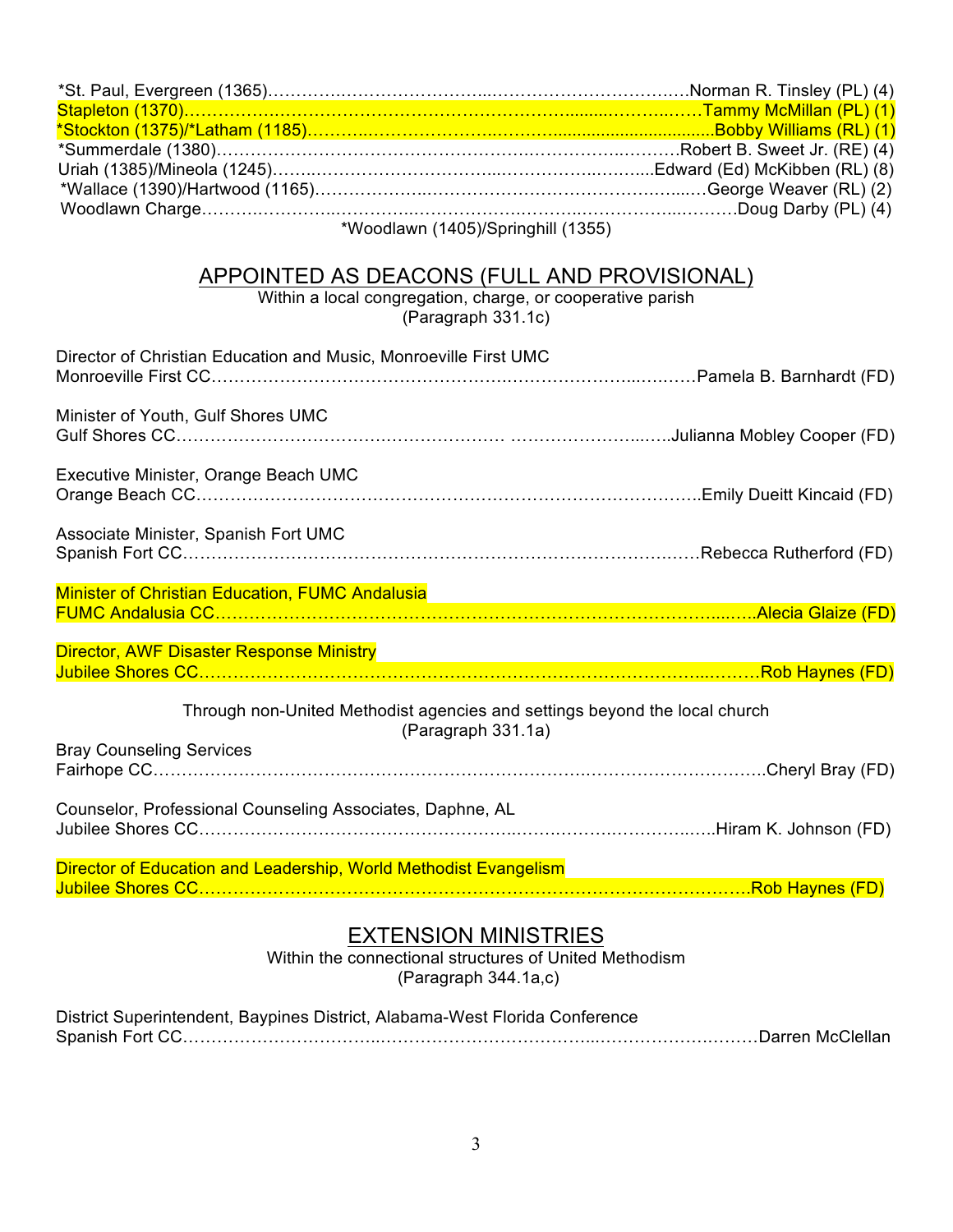*St. Paul, Evergreen (1365)……………………………………………………………….Norman R. Tinsley (PL) (4)
Stapleton (1370)…………………………………………………………………………Tammy McMillan (PL) (1)
*Stockton (1375)/*Latham (1185)………………………………………………………Bobby Williams (RL) (1)
*Summerdale (1380)……………………………………………………………………Robert B. Sweet Jr. (RE) (4)
Uriah (1385)/Mineola (1245)……………………………………………………Edward (Ed) McKibben (RL) (8)
*Wallace (1390)/Hartwood (1165)……………………………………………………George Weaver (RL) (2)
Woodlawn Charge…………………………………………………………………………Doug Darby (PL) (4)
*Woodlawn (1405)/Springhill (1355)

## APPOINTED AS DEACONS (FULL AND PROVISIONAL)

Within a local congregation, charge, or cooperative parish
(Paragraph 331.1c)

Director of Christian Education and Music, Monroeville First UMC
Monroeville First CC…………………………………………………………………Pamela B. Barnhardt (FD)

Minister of Youth, Gulf Shores UMC
Gulf Shores CC…………………………………………………………………Julianna Mobley Cooper (FD)

Executive Minister, Orange Beach UMC
Orange Beach CC…………………………………………………………………Emily Dueitt Kincaid (FD)

Associate Minister, Spanish Fort UMC
Spanish Fort CC…………………………………………………………………Rebecca Rutherford (FD)

Minister of Christian Education, FUMC Andalusia
FUMC Andalusia CC…………………………………………………………………Alecia Glaize (FD)

Director, AWF Disaster Response Ministry
Jubilee Shores CC…………………………………………………………………Rob Haynes (FD)

Through non-United Methodist agencies and settings beyond the local church
(Paragraph 331.1a)

Bray Counseling Services
Fairhope CC…………………………………………………………………Cheryl Bray (FD)

Counselor, Professional Counseling Associates, Daphne, AL
Jubilee Shores CC…………………………………………………………………Hiram K. Johnson (FD)

Director of Education and Leadership, World Methodist Evangelism
Jubilee Shores CC…………………………………………………………………Rob Haynes (FD)

## EXTENSION MINISTRIES

Within the connectional structures of United Methodism
(Paragraph 344.1a,c)

District Superintendent, Baypines District, Alabama-West Florida Conference
Spanish Fort CC…………………………………………………………………Darren McClellan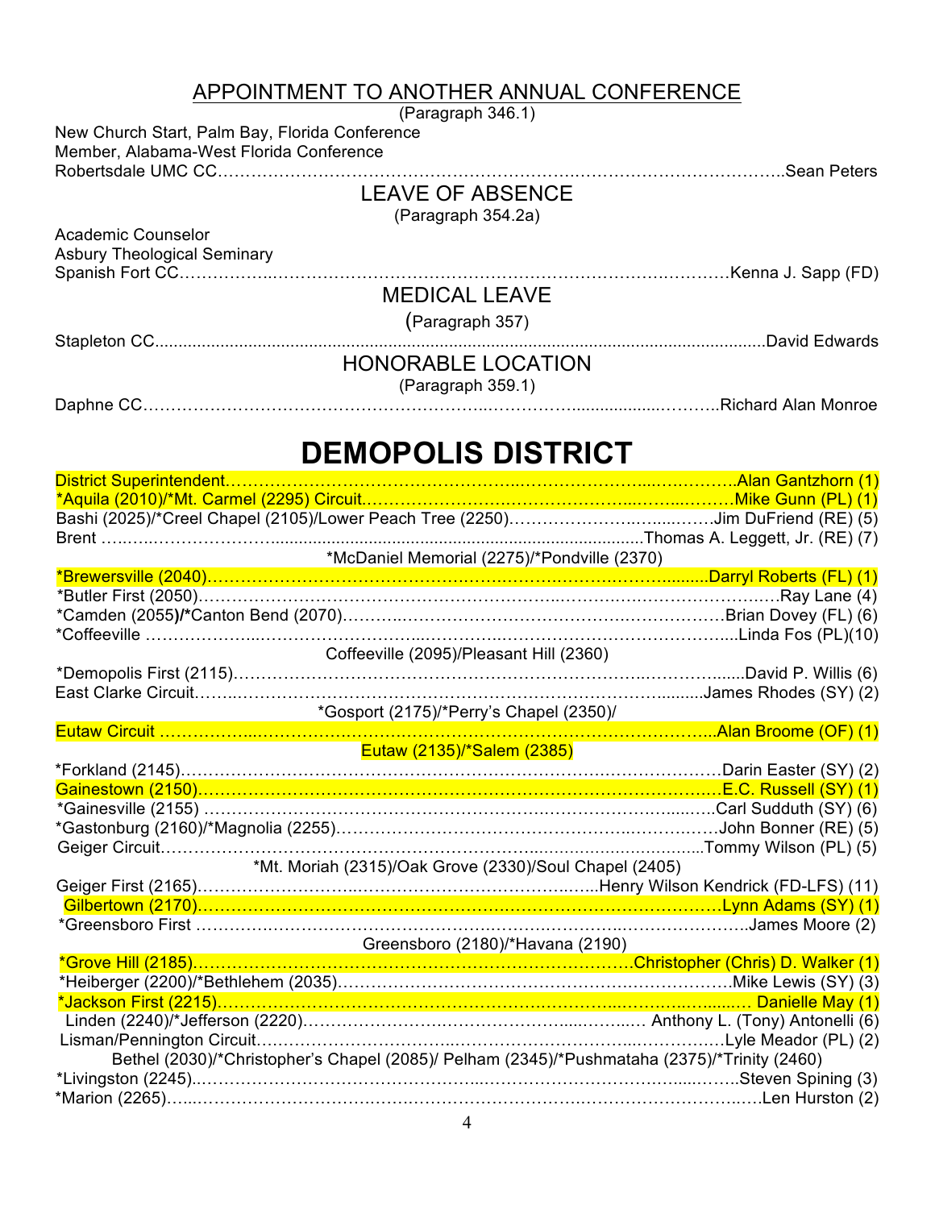## APPOINTMENT TO ANOTHER ANNUAL CONFERENCE

(Paragraph 346.1)

New Church Start, Palm Bay, Florida Conference
Member, Alabama-West Florida Conference
Robertsdale UMC CC……………………………………………………………………………………..Sean Peters

## LEAVE OF ABSENCE

(Paragraph 354.2a)

Academic Counselor
Asbury Theological Seminary
Spanish Fort CC……………………………………………………………………………………Kenna J. Sapp (FD)

## MEDICAL LEAVE

(Paragraph 357)

Stapleton CC……………………………………………………………………………………………David Edwards

## HONORABLE LOCATION

(Paragraph 359.1)

Daphne CC……………………………………………………………………………………………Richard Alan Monroe

# DEMOPOLIS DISTRICT

District Superintendent……………………………………………………………………………Alan Gantzhorn (1)
*Aquila (2010)/*Mt. Carmel (2295) Circuit……………………………………………………Mike Gunn (PL) (1)
Bashi (2025)/*Creel Chapel (2105)/Lower Peach Tree (2250)……………………………Jim DuFriend (RE) (5)
Brent ……………………………………………………………………………………Thomas A. Leggett, Jr. (RE) (7)
*McDaniel Memorial (2275)/*Pondville (2370)
*Brewersville (2040)……………………………………………………………………………Darryl Roberts (FL) (1)
*Butler First (2050)……………………………………………………………………………………Ray Lane (4)
*Camden (2055)/*Canton Bend (2070)……………………………………………………………Brian Dovey (FL) (6)
*Coffeeville ………………………………………………………………………………………Linda Fos (PL)(10)
Coffeeville (2095)/Pleasant Hill (2360)
*Demopolis First (2115)…………………………………………………………………………David P. Willis (6)
East Clarke Circuit……………………………………………………………………………James Rhodes (SY) (2)
*Gosport (2175)/*Perry's Chapel (2350)/
Eutaw Circuit ……………………………………………………………………………………Alan Broome (OF) (1)
Eutaw (2135)/*Salem (2385)
*Forkland (2145)……………………………………………………………………………………Darin Easter (SY) (2)
Gainestown (2150)……………………………………………………………………………………E.C. Russell (SY) (1)
*Gainesville (2155) ……………………………………………………………………………Carl Sudduth (SY) (6)
*Gastonburg (2160)/*Magnolia (2255)……………………………………………………………John Bonner (RE) (5)
Geiger Circuit……………………………………………………………………………………Tommy Wilson (PL) (5)
*Mt. Moriah (2315)/Oak Grove (2330)/Soul Chapel (2405)
Geiger First (2165)…………………………………………………………………Henry Wilson Kendrick (FD-LFS) (11)
Gilbertown (2170)……………………………………………………………………………………Lynn Adams (SY) (1)
*Greensboro First ……………………………………………………………………………………James Moore (2)
Greensboro (2180)/*Havana (2190)
*Grove Hill (2185)…………………………………………………………………Christopher (Chris) D. Walker (1)
*Heiberger (2200)/*Bethlehem (2035)……………………………………………………………Mike Lewis (SY) (3)
*Jackson First (2215)………………………………………………………………………………… Danielle May (1)
Linden (2240)/*Jefferson (2220)………………………………………………………… Anthony L. (Tony) Antonelli (6)
Lisman/Pennington Circuit…………………………………………………………………………Lyle Meador (PL) (2)
Bethel (2030)/*Christopher's Chapel (2085)/ Pelham (2345)/*Pushmataha (2375)/*Trinity (2460)
*Livingston (2245)………………………………………………………………………………………Steven Spining (3)
*Marion (2265)……………………………………………………………………………………………Len Hurston (2)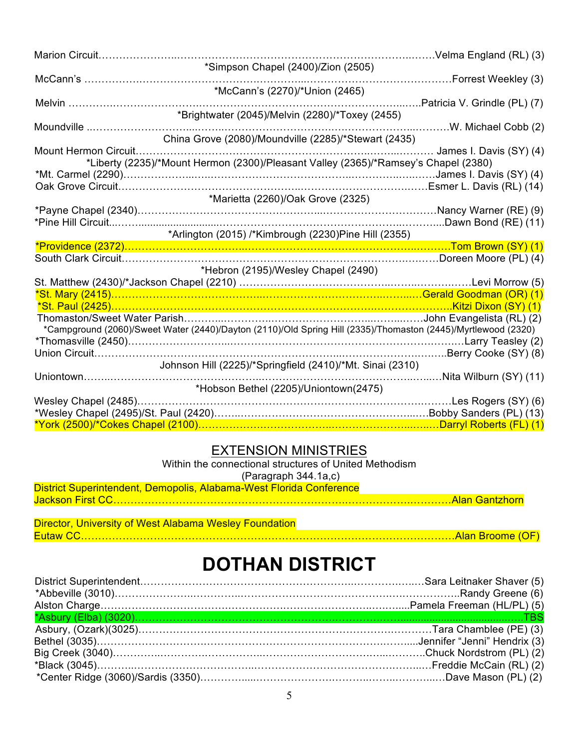Marion Circuit……………………………………………………………………………Velma England (RL) (3)

*Simpson Chapel (2400)/Zion (2505)

McCann's ……………………………………………………………………………………Forrest Weekley (3)

*McCann's (2270)/*Union (2465)

Melvin ………………………………………………………………………………………Patricia V. Grindle (PL) (7)

*Brightwater (2045)/Melvin (2280)/*Toxey (2455)

Moundville ……………………………………………………………………………………W. Michael Cobb (2)

China Grove (2080)/Moundville (2285)/*Stewart (2435)

Mount Hermon Circuit………………………………………………………………………… James I. Davis (SY) (4)

*Liberty (2235)/*Mount Hermon (2300)/Pleasant Valley (2365)/*Ramsey's Chapel (2380)

*Mt. Carmel (2290)…………………………………………………………………………James I. Davis (SY) (4)

Oak Grove Circuit……………………………………………………………………………Esmer L. Davis (RL) (14)

*Marietta (2260)/Oak Grove (2325)

*Payne Chapel (2340)………………………………………………………………………Nancy Warner (RE) (9)

*Pine Hill Circuit…………………………………………………………………………………Dawn Bond (RE) (11)

*Arlington (2015) /*Kimbrough (2230)Pine Hill (2355)

*Providence (2372)……………………………………………………………………………Tom Brown (SY) (1)

South Clark Circuit……………………………………………………………………………Doreen Moore (PL) (4)

*Hebron (2195)/Wesley Chapel (2490)

St. Matthew (2430)/*Jackson Chapel (2210) ………………………………………………Levi Morrow (5)

*St. Mary (2415)……………………………………………………………………………Gerald Goodman (OR) (1)

*St. Paul (2425)……………………………………………………………………………………Kitzi Dixon (SY) (1)

Thomaston/Sweet Water Parish……………………………………………………………John Evangelista (RL) (2)

*Campground (2060)/Sweet Water (2440)/Dayton (2110)/Old Spring Hill (2335)/Thomaston (2445)/Myrtlewood (2320)

*Thomasville (2450)………………………………………………………………………………Larry Teasley (2)

Union Circuit……………………………………………………………………………………Berry Cooke (SY) (8)

Johnson Hill (2225)/*Springfield (2410)/*Mt. Sinai (2310)

Uniontown………………………………………………………………………………………Nita Wilburn (SY) (11)

*Hobson Bethel (2205)/Uniontown(2475)

Wesley Chapel (2485)……………………………………………………………………………Les Rogers (SY) (6)

*Wesley Chapel (2495)/St. Paul (2420)…………………………………………………Bobby Sanders (PL) (13)

*York (2500)/*Cokes Chapel (2100)…………………………………………………………Darryl Roberts (FL) (1)

## EXTENSION MINISTRIES

Within the connectional structures of United Methodism
(Paragraph 344.1a,c)

District Superintendent, Demopolis, Alabama-West Florida Conference
Jackson First CC……………………………………………………………………………Alan Gantzhorn

Director, University of West Alabama Wesley Foundation
Eutaw CC…………………………………………………………………………………………Alan Broome (OF)

# DOTHAN DISTRICT

District Superintendent…………………………………………………………………Sara Leitnaker Shaver (5)

*Abbeville (3010)………………………………………………………………………………Randy Greene (6)

Alston Charge…………………………………………………………………………………Pamela Freeman (HL/PL) (5)

*Asbury (Elba) (3020)…………………………………………………………………………………………TBS

Asbury, (Ozark)(3025)…………………………………………………………………………Tara Chamblee (PE) (3)

Bethel (3035)………………………………………………………………………………Jennifer "Jenni" Hendrix (3)

Big Creek (3040)……………………………………………………………………………Chuck Nordstrom (PL) (2)

*Black (3045)…………………………………………………………………………………Freddie McCain (RL) (2)

*Center Ridge (3060)/Sardis (3350)……………………………………………………………Dave Mason (PL) (2)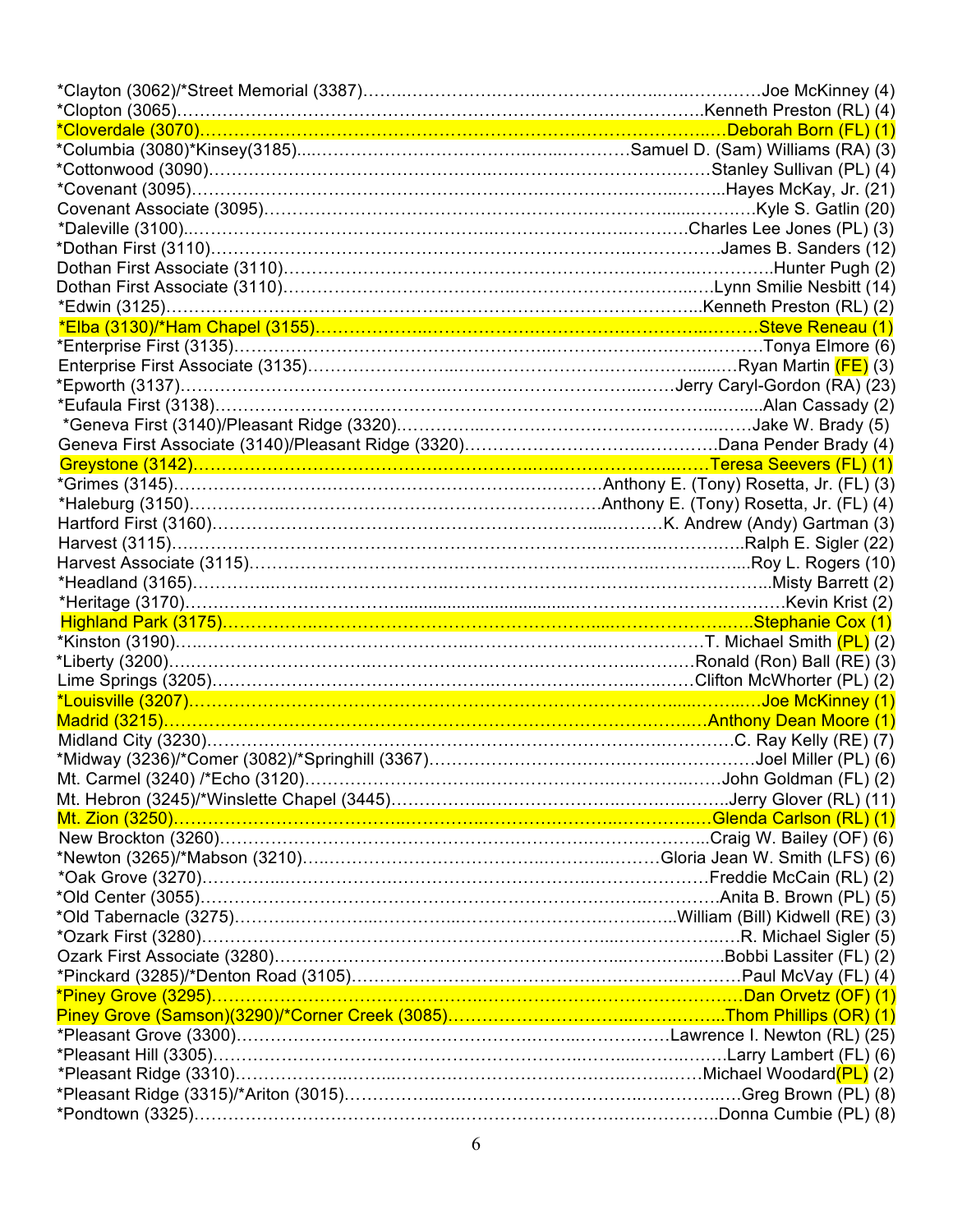*Clayton (3062)/*Street Memorial (3387)……………………………………………………Joe McKinney (4)
*Clopton (3065)……………………………………………………………………Kenneth Preston (RL) (4)
*Cloverdale (3070)…………………………………………………………………………Deborah Born (FL) (1)
*Columbia (3080)*Kinsey(3185)……………………………………………Samuel D. (Sam) Williams (RA) (3)
*Cottonwood (3090)……………………………………………………………………Stanley Sullivan (PL) (4)
*Covenant (3095)………………………………………………………………………………Hayes McKay, Jr. (21)
Covenant Associate (3095)………………………………………………………………………Kyle S. Gatlin (20)
*Daleville (3100)…………………………………………………………………Charles Lee Jones (PL) (3)
*Dothan First (3110)………………………………………………………………………James B. Sanders (12)
Dothan First Associate (3110)……………………………………………………………………Hunter Pugh (2)
Dothan First Associate (3110)…………………………………………………………Lynn Smilie Nesbitt (14)
*Edwin (3125)……………………………………………………………………………Kenneth Preston (RL) (2)
*Elba (3130)/*Ham Chapel (3155)……………………………………………………………Steve Reneau (1)
*Enterprise First (3135)……………………………………………………………………………Tonya Elmore (6)
Enterprise First Associate (3135)………………………………………………………Ryan Martin (FE) (3)
*Epworth (3137)………………………………………………………………………Jerry Caryl-Gordon (RA) (23)
*Eufaula First (3138)………………………………………………………………………………Alan Cassady (2)
*Geneva First (3140)/Pleasant Ridge (3320)…………………………………………………Jake W. Brady (5)
Geneva First Associate (3140)/Pleasant Ridge (3320)……………………………………Dana Pender Brady (4)
Greystone (3142)…………………………………………………………………………Teresa Seevers (FL) (1)
*Grimes (3145)…………………………………………………………………Anthony E. (Tony) Rosetta, Jr. (FL) (3)
*Haleburg (3150)………………………………………………………………Anthony E. (Tony) Rosetta, Jr. (FL) (4)
Hartford First (3160)……………………………………………………………………K. Andrew (Andy) Gartman (3)
Harvest (3115)…………………………………………………………………………………Ralph E. Sigler (22)
Harvest Associate (3115)……………………………………………………………………………Roy L. Rogers (10)
*Headland (3165)……………………………………………………………………………………Misty Barrett (2)
*Heritage (3170)………………………………………………………………………………………Kevin Krist (2)
Highland Park (3175)………………………………………………………………………………Stephanie Cox (1)
*Kinston (3190)………………………………………………………………………T. Michael Smith (PL) (2)
*Liberty (3200)…………………………………………………………………………Ronald (Ron) Ball (RE) (3)
Lime Springs (3205)……………………………………………………………………Clifton McWhorter (PL) (2)
*Louisville (3207)……………………………………………………………………………………Joe McKinney (1)
Madrid (3215)…………………………………………………………………………………Anthony Dean Moore (1)
Midland City (3230)……………………………………………………………………………C. Ray Kelly (RE) (7)
*Midway (3236)/*Comer (3082)/*Springhill (3367)…………………………………………Joel Miller (PL) (6)
Mt. Carmel (3240) /*Echo (3120)………………………………………………………………John Goldman (FL) (2)
Mt. Hebron (3245)/*Winslette Chapel (3445)…………………………………………………Jerry Glover (RL) (11)
Mt. Zion (3250)……………………………………………………………………………………Glenda Carlson (RL) (1)
New Brockton (3260)……………………………………………………………………………Craig W. Bailey (OF) (6)
*Newton (3265)/*Mabson (3210)……………………………………………………Gloria Jean W. Smith (LFS) (6)
*Oak Grove (3270)……………………………………………………………………………Freddie McCain (RL) (2)
*Old Center (3055)………………………………………………………………………………Anita B. Brown (PL) (5)
*Old Tabernacle (3275)…………………………………………………………………William (Bill) Kidwell (RE) (3)
*Ozark First (3280)…………………………………………………………………………………R. Michael Sigler (5)
Ozark First Associate (3280)…………………………………………………………………Bobbi Lassiter (FL) (2)
*Pinckard (3285)/*Denton Road (3105)……………………………………………………………Paul McVay (FL) (4)
*Piney Grove (3295)…………………………………………………………………………………Dan Orvetz (OF) (1)
Piney Grove (Samson)(3290)/*Corner Creek (3085)………………………………………Thom Phillips (OR) (1)
*Pleasant Grove (3300)………………………………………………………………………Lawrence I. Newton (RL) (25)
*Pleasant Hill (3305)………………………………………………………………………………Larry Lambert (FL) (6)
*Pleasant Ridge (3310)……………………………………………………………………………Michael Woodard(PL) (2)
*Pleasant Ridge (3315)/*Ariton (3015)……………………………………………………………Greg Brown (PL) (8)
*Pondtown (3325)…………………………………………………………………………………Donna Cumbie (PL) (8)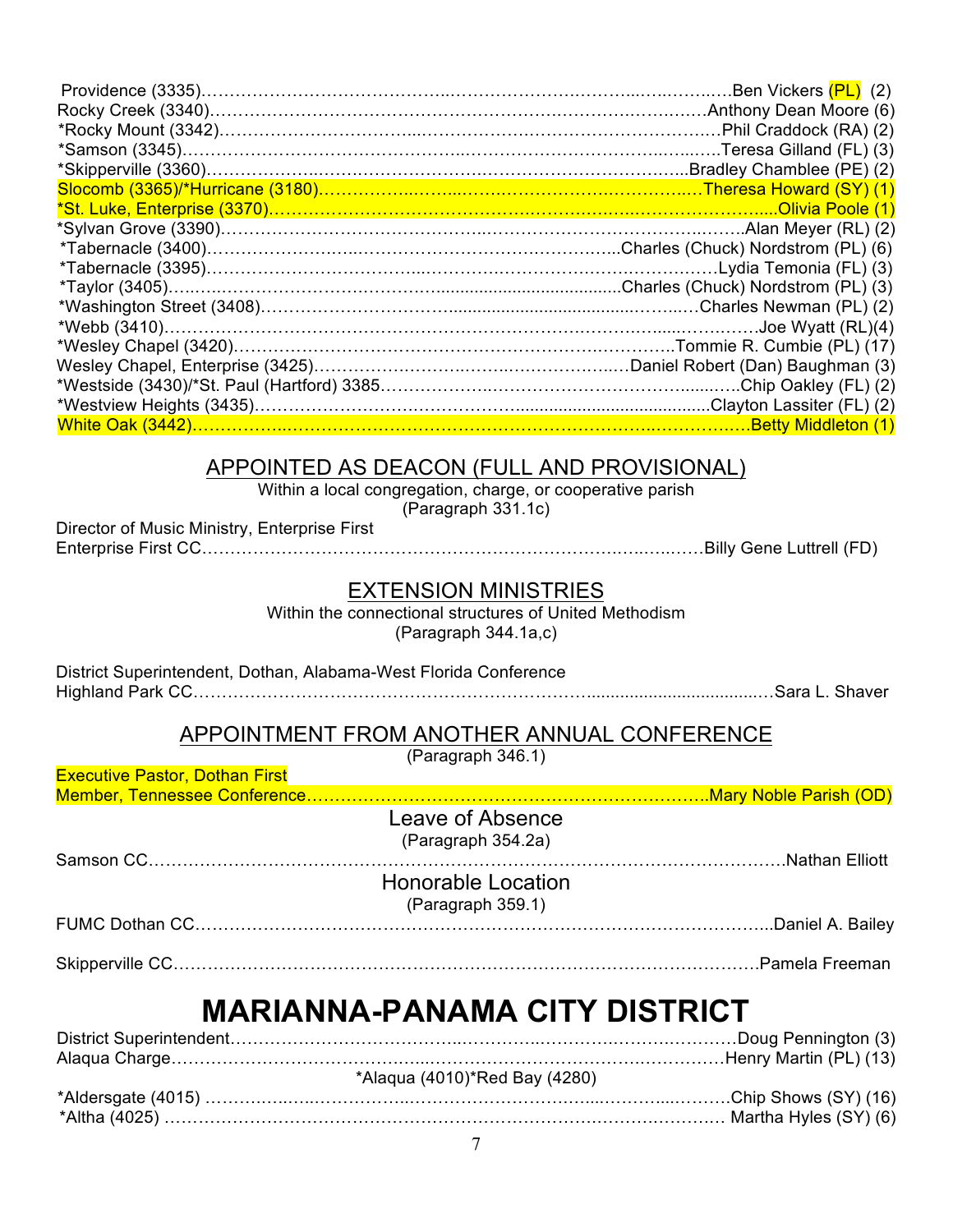Providence (3335)……………………………………………………………………Ben Vickers (PL) (2)
Rocky Creek (3340)……………………………………………………………………Anthony Dean Moore (6)
*Rocky Mount (3342)……………………………………………………………………Phil Craddock (RA) (2)
*Samson (3345)……………………………………………………………………Teresa Gilland (FL) (3)
*Skipperville (3360)……………………………………………………………………Bradley Chamblee (PE) (2)
Slocomb (3365)/*Hurricane (3180)……………………………………………………………………Theresa Howard (SY) (1)
*St. Luke, Enterprise (3370)……………………………………………………………………Olivia Poole (1)
*Sylvan Grove (3390)……………………………………………………………………Alan Meyer (RL) (2)
*Tabernacle (3400)……………………………………………………………………Charles (Chuck) Nordstrom (PL) (6)
*Tabernacle (3395)……………………………………………………………………Lydia Temonia (FL) (3)
*Taylor (3405)……………………………………………………………………Charles (Chuck) Nordstrom (PL) (3)
*Washington Street (3408)……………………………………………………………………Charles Newman (PL) (2)
*Webb (3410)……………………………………………………………………Joe Wyatt (RL)(4)
*Wesley Chapel (3420)……………………………………………………………………Tommie R. Cumbie (PL) (17)
Wesley Chapel, Enterprise (3425)……………………………………………………………………Daniel Robert (Dan) Baughman (3)
*Westside (3430)/*St. Paul (Hartford) 3385……………………………………………………………………Chip Oakley (FL) (2)
*Westview Heights (3435)……………………………………………………………………Clayton Lassiter (FL) (2)
White Oak (3442)……………………………………………………………………Betty Middleton (1)

## APPOINTED AS DEACON (FULL AND PROVISIONAL)

Within a local congregation, charge, or cooperative parish
(Paragraph 331.1c)

Director of Music Ministry, Enterprise First
Enterprise First CC……………………………………………………………………Billy Gene Luttrell (FD)

## EXTENSION MINISTRIES

Within the connectional structures of United Methodism
(Paragraph 344.1a,c)

District Superintendent, Dothan, Alabama-West Florida Conference
Highland Park CC……………………………………………………………………Sara L. Shaver

## APPOINTMENT FROM ANOTHER ANNUAL CONFERENCE

(Paragraph 346.1)

Executive Pastor, Dothan First
Member, Tennessee Conference……………………………………………………………………Mary Noble Parish (OD)

### Leave of Absence

(Paragraph 354.2a)

Samson CC……………………………………………………………………Nathan Elliott

### Honorable Location

(Paragraph 359.1)

FUMC Dothan CC……………………………………………………………………Daniel A. Bailey

Skipperville CC……………………………………………………………………Pamela Freeman

# MARIANNA-PANAMA CITY DISTRICT

District Superintendent……………………………………………………………………Doug Pennington (3)
Alaqua Charge……………………………………………………………………Henry Martin (PL) (13)
*Alaqua (4010)*Red Bay (4280)
*Aldersgate (4015) ……………………………………………………………………Chip Shows (SY) (16)
*Altha (4025) ……………………………………………………………………Martha Hyles (SY) (6)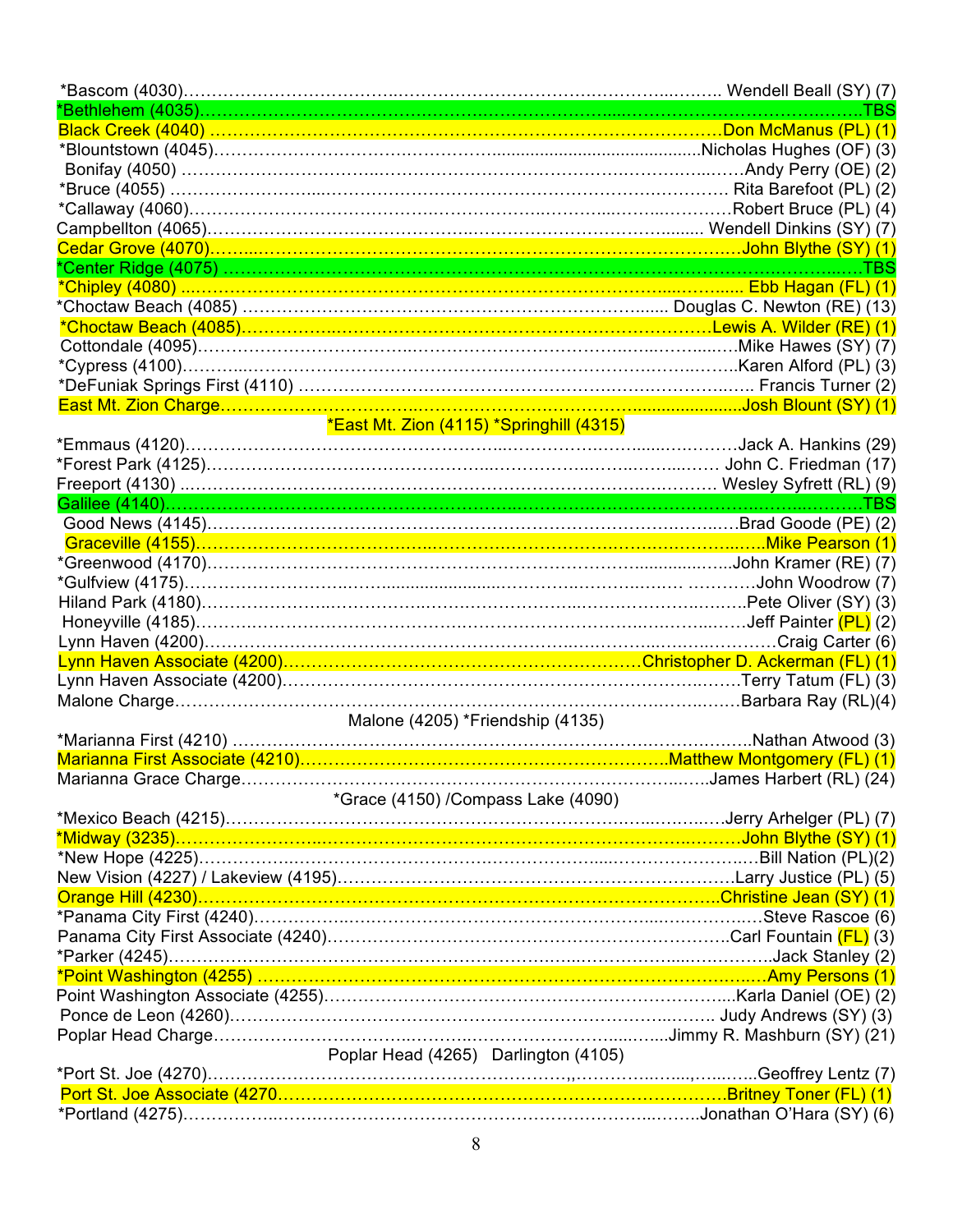*Bascom (4030)…………………………………………………………………………… Wendell Beall (SY) (7)
*Bethlehem (4035)………………………………………………………………………………………TBS
Black Creek (4040) ……………………………………………………………………Don McManus (PL) (1)
*Blountstown (4045)…………………………………………………………………Nicholas Hughes (OF) (3)
Bonifay (4050) ………………………………………………………………………………Andy Perry (OE) (2)
*Bruce (4055) ………………………………………………………………………………… Rita Barefoot (PL) (2)
*Callaway (4060)…………………………………………………………………………Robert Bruce (PL) (4)
Campbellton (4065)…………………………………………………………………… Wendell Dinkins (SY) (7)
Cedar Grove (4070)………………………………………………………………………John Blythe (SY) (1)
*Center Ridge (4075) ……………………………………………………………………………………TBS
*Chipley (4080) ……………………………………………………………………………… Ebb Hagan (FL) (1)
*Choctaw Beach (4085) ……………………………………………………………… Douglas C. Newton (RE) (13)
*Choctaw Beach (4085)……………………………………………………………Lewis A. Wilder (RE) (1)
Cottondale (4095)…………………………………………………………………………Mike Hawes (SY) (7)
*Cypress (4100)…………………………………………………………………………Karen Alford (PL) (3)
*DeFuniak Springs First (4110) …………………………………………………………… Francis Turner (2)
East Mt. Zion Charge……………………………………………………………………Josh Blount (SY) (1)

*East Mt. Zion (4115) *Springhill (4315)

*Emmaus (4120)………………………………………………………………………………Jack A. Hankins (29)
*Forest Park (4125)…………………………………………………………………… John C. Friedman (17)
Freeport (4130) ……………………………………………………………………… Wesley Syfrett (RL) (9)
Galilee (4140)……………………………………………………………………………………………TBS
Good News (4145)……………………………………………………………………………Brad Goode (PE) (2)
Graceville (4155)……………………………………………………………………………Mike Pearson (1)
*Greenwood (4170)…………………………………………………………………………John Kramer (RE) (7)
*Gulfview (4175)…………………………………………………………………………………John Woodrow (7)
Hiland Park (4180)…………………………………………………………………………Pete Oliver (SY) (3)
Honeyville (4185)………………………………………………………………………………Jeff Painter (PL) (2)
Lynn Haven (4200)………………………………………………………………………………Craig Carter (6)
Lynn Haven Associate (4200)…………………………………………………Christopher D. Ackerman (FL) (1)
Lynn Haven Associate (4200)………………………………………………………………Terry Tatum (FL) (3)
Malone Charge………………………………………………………………………………Barbara Ray (RL)(4)

Malone (4205) *Friendship (4135)

*Marianna First (4210) ………………………………………………………………………Nathan Atwood (3)
Marianna First Associate (4210)………………………………………………………Matthew Montgomery (FL) (1)
Marianna Grace Charge……………………………………………………………………James Harbert (RL) (24)

*Grace (4150) /Compass Lake (4090)

*Mexico Beach (4215)……………………………………………………………………Jerry Arhelger (PL) (7)
*Midway (3235)………………………………………………………………………………John Blythe (SY) (1)
*New Hope (4225)………………………………………………………………………………Bill Nation (PL)(2)
New Vision (4227) / Lakeview (4195)…………………………………………………………Larry Justice (PL) (5)
Orange Hill (4230)……………………………………………………………………………Christine Jean (SY) (1)
*Panama City First (4240)…………………………………………………………………………Steve Rascoe (6)
Panama City First Associate (4240)…………………………………………………………Carl Fountain (FL) (3)
*Parker (4245)…………………………………………………………………………………………Jack Stanley (2)
*Point Washington (4255) …………………………………………………………………………Amy Persons (1)
Point Washington Associate (4255)………………………………………………………………Karla Daniel (OE) (2)
Ponce de Leon (4260)…………………………………………………………………………… Judy Andrews (SY) (3)
Poplar Head Charge……………………………………………………………………Jimmy R. Mashburn (SY) (21)

Poplar Head (4265) Darlington (4105)

*Port St. Joe (4270)…………………………………………………………………………………Geoffrey Lentz (7)
Port St. Joe Associate (4270…………………………………………………………………Britney Toner (FL) (1)
*Portland (4275)…………………………………………………………………………Jonathan O'Hara (SY) (6)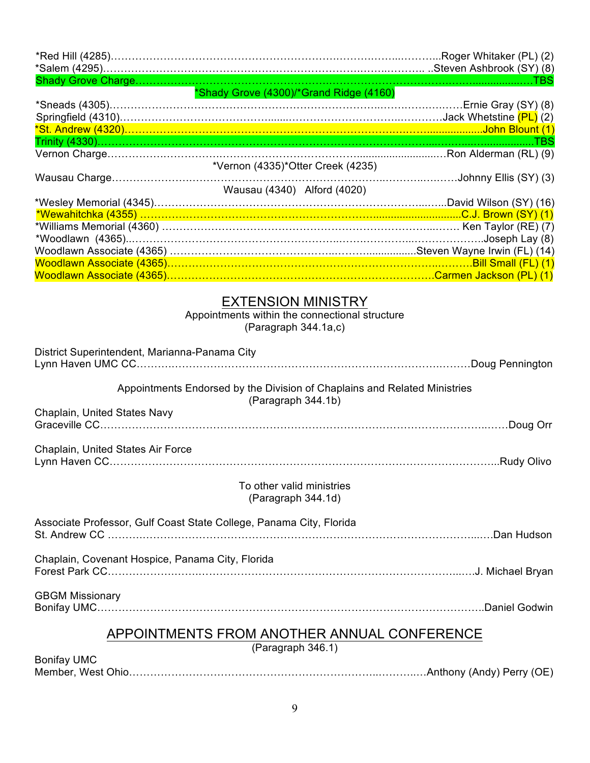*Red Hill (4285)……………………………………………………………………..………..Roger Whitaker (PL) (2)
*Salem (4295)…………………………………………………………………….………….. ..Steven Ashbrook (SY) (8)
Shady Grove Charge…………………………………………………………………………………..................…TBS

*Shady Grove (4300)/*Grand Ridge (4160)

*Sneads (4305)…………………………………………………………………..……………………Ernie Gray (SY) (8)
Springfield (4310)…………………………………......………………………………..…………Jack Whetstine (PL) (2)
*St. Andrew (4320)……………………………………………………………………......................John Blount (1)
Trinity (4330)……………………………………………………………………………………...……..…................TBS
Vernon Charge……………………….……………………………………............................…Ron Alderman (RL) (9)

*Vernon (4335)*Otter Creek (4235)

Wausau Charge………………….……………………………………………….………….……Johnny Ellis (SY) (3)

Wausau (4340) Alford (4020)

*Wesley Memorial (4345)………………………………………………………………..…..David Wilson (SY) (16)
*Wewahitchka (4355) ………………………………………………………..............................C.J. Brown (SY) (1)
*Williams Memorial (4360) ………………………………………………………………...…… Ken Taylor (RE) (7)
*Woodlawn (4365)..…………………………………………………..……………..……………….Joseph Lay (8)
Woodlawn Associate (4365) ………………………………………..……..................Steven Wayne Irwin (FL) (14)
Woodlawn Associate (4365)……………………………………………………………..……….Bill Small (FL) (1)
Woodlawn Associate (4365)……………………………………………………………Carmen Jackson (PL) (1)

## EXTENSION MINISTRY

Appointments within the connectional structure
(Paragraph 344.1a,c)

District Superintendent, Marianna-Panama City
Lynn Haven UMC CC……………………………………………………………………….………Doug Pennington

Appointments Endorsed by the Division of Chaplains and Related Ministries
(Paragraph 344.1b)

Chaplain, United States Navy
Graceville CC………………………………………………………………………………………..……Doug Orr

Chaplain, United States Air Force
Lynn Haven CC……………………………………………………………………………………..Rudy Olivo

To other valid ministries
(Paragraph 344.1d)

Associate Professor, Gulf Coast State College, Panama City, Florida
St. Andrew CC ……………………………………………………………………………………...…Dan Hudson

Chaplain, Covenant Hospice, Panama City, Florida
Forest Park CC…………………………………………………………………………………..…J. Michael Bryan

GBGM Missionary
Bonifay UMC……………………………………………………………………………………….Daniel Godwin

## APPOINTMENTS FROM ANOTHER ANNUAL CONFERENCE

(Paragraph 346.1)

Bonifay UMC
Member, West Ohio……………………………………………………..………..…Anthony (Andy) Perry (OE)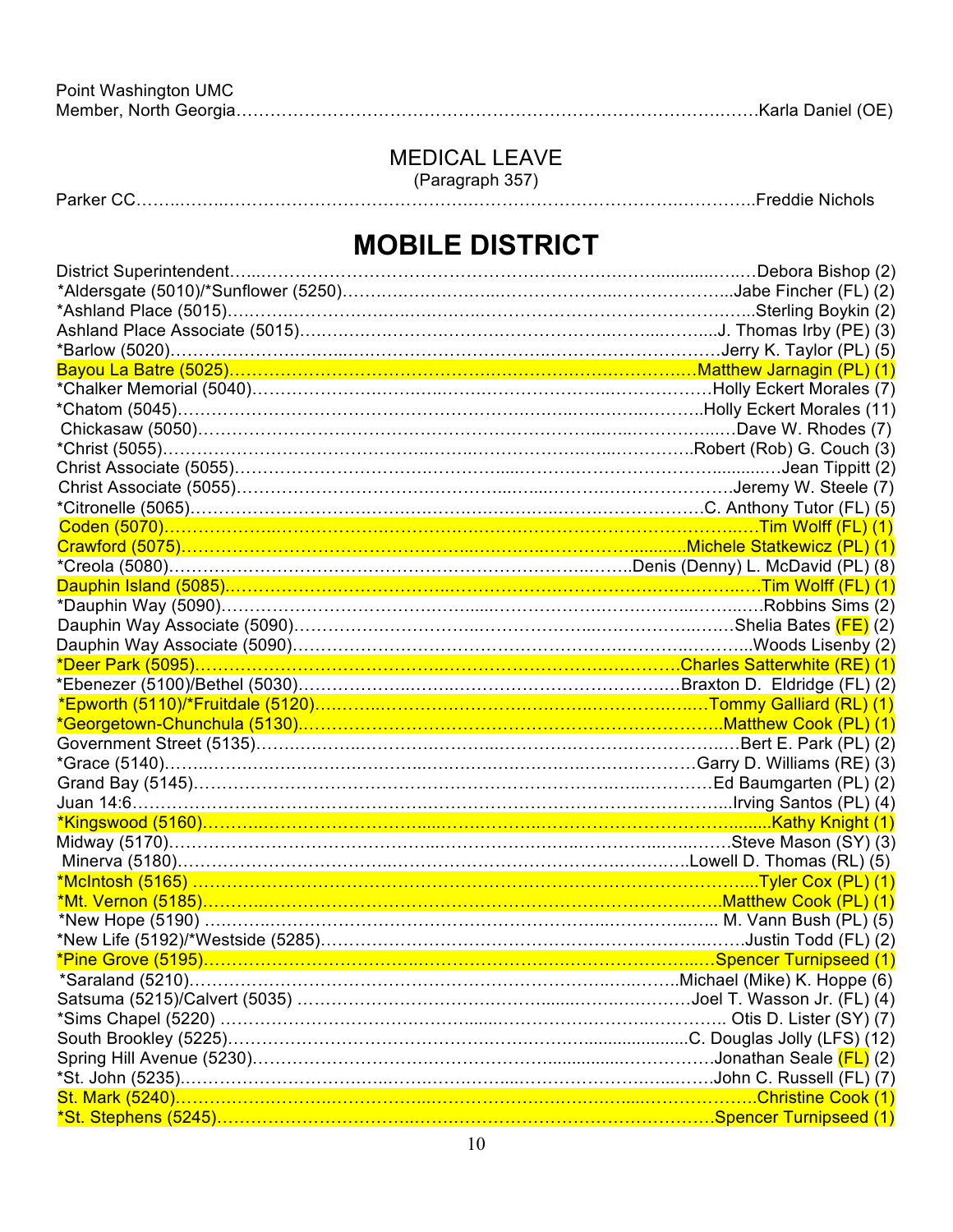Point Washington UMC
Member, North Georgia……………………………………………………………………………Karla Daniel (OE)

## MEDICAL LEAVE

(Paragraph 357)

Parker CC……………………………………………………………………………………Freddie Nichols

# MOBILE DISTRICT

District Superintendent………………………………………………………………………Debora Bishop (2)
*Aldersgate (5010)/*Sunflower (5250)……………………………………………………Jabe Fincher (FL) (2)
*Ashland Place (5015)…………………………………………………………………………Sterling Boykin (2)
Ashland Place Associate (5015)…………………………………………………………J. Thomas Irby (PE) (3)
*Barlow (5020)……………………………………………………………………………Jerry K. Taylor (PL) (5)
Bayou La Batre (5025)…………………………………………………………………Matthew Jarnagin (PL) (1)
*Chalker Memorial (5040)…………………………………………………………………Holly Eckert Morales (7)
*Chatom (5045)……………………………………………………………………………Holly Eckert Morales (11)
Chickasaw (5050)……………………………………………………………………………Dave W. Rhodes (7)
*Christ (5055)………………………………………………………………………Robert (Rob) G. Couch (3)
Christ Associate (5055)………………………………………………………………………Jean Tippitt (2)
Christ Associate (5055)………………………………………………………………………Jeremy W. Steele (7)
*Citronelle (5065)……………………………………………………………………C. Anthony Tutor (FL) (5)
Coden (5070)…………………………………………………………………………………Tim Wolff (FL) (1)
Crawford (5075)…………………………………………………………………Michele Statkewicz (PL) (1)
*Creola (5080)……………………………………………………………………Denis (Denny) L. McDavid (PL) (8)
Dauphin Island (5085)……………………………………………………………………Tim Wolff (FL) (1)
*Dauphin Way (5090)………………………………………………………………………Robbins Sims (2)
Dauphin Way Associate (5090)………………………………………………………Shelia Bates (FE) (2)
Dauphin Way Associate (5090)………………………………………………………………Woods Lisenby (2)
*Deer Park (5095)……………………………………………………………………Charles Satterwhite (RE) (1)
*Ebenezer (5100)/Bethel (5030)…………………………………………………Braxton D. Eldridge (FL) (2)
*Epworth (5110)/*Fruitdale (5120)…………………………………………………Tommy Galliard (RL) (1)
*Georgetown-Chunchula (5130)…………………………………………………………Matthew Cook (PL) (1)
Government Street (5135)……………………………………………………………………Bert E. Park (PL) (2)
*Grace (5140)………………………………………………………………………Garry D. Williams (RE) (3)
Grand Bay (5145)……………………………………………………………………Ed Baumgarten (PL) (2)
Juan 14:6…………………………………………………………………………………Irving Santos (PL) (4)
*Kingswood (5160)……………………………………………………………………………Kathy Knight (1)
Midway (5170)…………………………………………………………………………Steve Mason (SY) (3)
Minerva (5180)…………………………………………………………………………Lowell D. Thomas (RL) (5)
*McIntosh (5165) …………………………………………………………………………Tyler Cox (PL) (1)
*Mt. Vernon (5185)……………………………………………………………………Matthew Cook (PL) (1)
*New Hope (5190) ……………………………………………………………………… M. Vann Bush (PL) (5)
*New Life (5192)/*Westside (5285)…………………………………………………………Justin Todd (FL) (2)
*Pine Grove (5195)……………………………………………………………………Spencer Turnipseed (1)
*Saraland (5210)…………………………………………………………………Michael (Mike) K. Hoppe (6)
Satsuma (5215)/Calvert (5035) ……………………………………………………Joel T. Wasson Jr. (FL) (4)
*Sims Chapel (5220) …………………………………………………………………… Otis D. Lister (SY) (7)
South Brookley (5225)………………………………………………………………C. Douglas Jolly (LFS) (12)
Spring Hill Avenue (5230)…………………………………………………………Jonathan Seale (FL) (2)
*St. John (5235)……………………………………………………………………………John C. Russell (FL) (7)
St. Mark (5240)………………………………………………………………………………Christine Cook (1)
*St. Stephens (5245)…………………………………………………………………Spencer Turnipseed (1)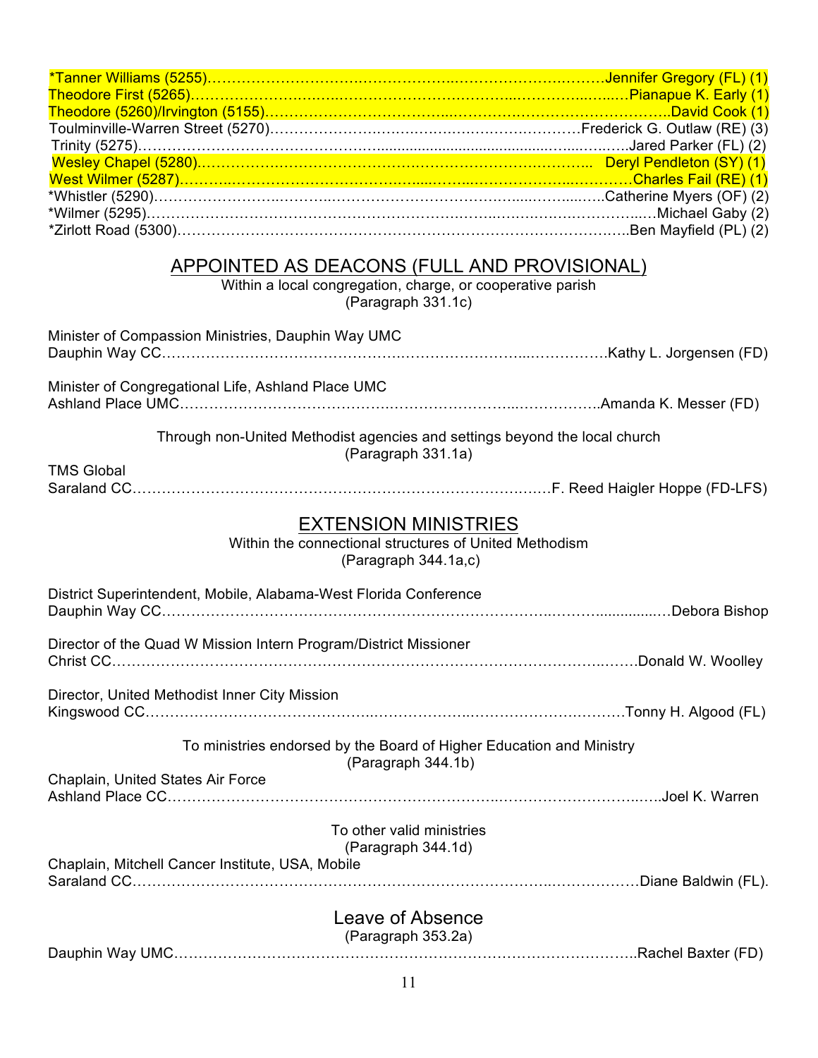*Tanner Williams (5255)……………………………………………………………………Jennifer Gregory (FL) (1)
Theodore First (5265)……………………………………………………………………Pianapue K. Early (1)
Theodore (5260)/Irvington (5155)……………………………………………………………David Cook (1)
Toulminville-Warren Street (5270)……………………………………………………Frederick G. Outlaw (RE) (3)
Trinity (5275)……………………………………………………………………………Jared Parker (FL) (2)
Wesley Chapel (5280)…………………………………………………………………… Deryl Pendleton (SY) (1)
West Wilmer (5287)……………………………………………………………………Charles Fail (RE) (1)
*Whistler (5290)………………………………………………………………………Catherine Myers (OF) (2)
*Wilmer (5295)……………………………………………………………………………Michael Gaby (2)
*Zirlott Road (5300)…………………………………………………………………………Ben Mayfield (PL) (2)

## APPOINTED AS DEACONS (FULL AND PROVISIONAL)

Within a local congregation, charge, or cooperative parish
(Paragraph 331.1c)

Minister of Compassion Ministries, Dauphin Way UMC
Dauphin Way CC……………………………………………………………………Kathy L. Jorgensen (FD)

Minister of Congregational Life, Ashland Place UMC
Ashland Place UMC……………………………………………………………………Amanda K. Messer (FD)

Through non-United Methodist agencies and settings beyond the local church
(Paragraph 331.1a)

TMS Global
Saraland CC……………………………………………………………………F. Reed Haigler Hoppe (FD-LFS)

## EXTENSION MINISTRIES

Within the connectional structures of United Methodism
(Paragraph 344.1a,c)

District Superintendent, Mobile, Alabama-West Florida Conference
Dauphin Way CC……………………………………………………………………………Debora Bishop

Director of the Quad W Mission Intern Program/District Missioner
Christ CC……………………………………………………………………………Donald W. Woolley

Director, United Methodist Inner City Mission
Kingswood CC……………………………………………………………………Tonny H. Algood (FL)

To ministries endorsed by the Board of Higher Education and Ministry
(Paragraph 344.1b)

Chaplain, United States Air Force
Ashland Place CC……………………………………………………………………………Joel K. Warren

To other valid ministries
(Paragraph 344.1d)

Chaplain, Mitchell Cancer Institute, USA, Mobile
Saraland CC……………………………………………………………………………Diane Baldwin (FL).

## Leave of Absence

(Paragraph 353.2a)

Dauphin Way UMC……………………………………………………………………………Rachel Baxter (FD)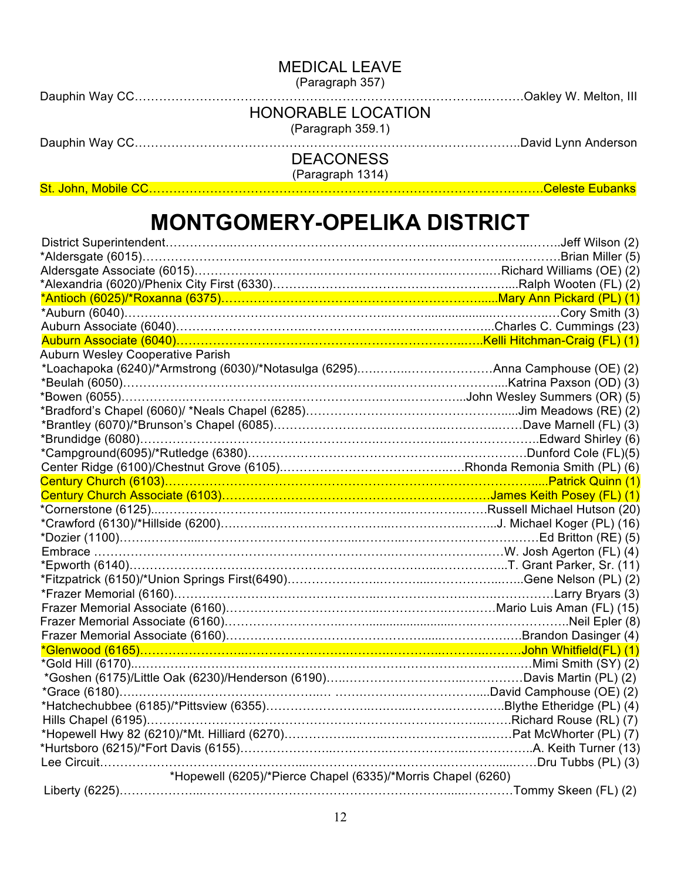## MEDICAL LEAVE

(Paragraph 357)

Dauphin Way CC……………………………………………………………………………..………Oakley W. Melton, III

## HONORABLE LOCATION

(Paragraph 359.1)

Dauphin Way CC…………………………………………………………………………………..David Lynn Anderson

## DEACONESS

(Paragraph 1314)

St. John, Mobile CC……………………………………………………………………………………Celeste Eubanks

# MONTGOMERY-OPELIKA DISTRICT

District Superintendent……………………………………………………………………………..Jeff Wilson (2)
*Aldersgate (6015)…………………………………………………………………………………..Brian Miller (5)
Aldersgate Associate (6015)………………………………………………………………Richard Williams (OE) (2)
*Alexandria (6020)/Phenix City First (6330)……………………………………………...Ralph Wooten (FL) (2)
*Antioch (6025)/*Roxanna (6375)…………………………………………………......Mary Ann Pickard (PL) (1)
*Auburn (6040)………………………………………………………………………………………Cory Smith (3)
Auburn Associate (6040)…………………………………………………………...Charles C. Cummings (23)
Auburn Associate (6040)………………………………………………………..…..Kelli Hitchman-Craig (FL) (1)
Auburn Wesley Cooperative Parish
*Loachapoka (6240)/*Armstrong (6030)/*Notasulga (6295)………………………Anna Camphouse (OE) (2)
*Beulah (6050)………………………………………………………………………...Katrina Paxson (OD) (3)
*Bowen (6055)……………………………………………………………...John Wesley Summers (OR) (5)
*Bradford's Chapel (6060)/ *Neals Chapel (6285)……………………………………...Jim Meadows (RE) (2)
*Brantley (6070)/*Brunson's Chapel (6085)……………………………………………Dave Marnell (FL) (3)
*Brundidge (6080)…………………………………………………………………………..Edward Shirley (6)
*Campground(6095)/*Rutledge (6380)………………………………………………Dunford Cole (FL)(5)
Center Ridge (6100)/Chestnut Grove (6105)……………………………………Rhonda Remonia Smith (PL) (6)
Century Church (6103)……………………………………………………………………….....Patrick Quinn (1)
Century Church Associate (6103)…………………………………………………James Keith Posey (FL) (1)
*Cornerstone (6125)…………………………………………………………………Russell Michael Hutson (20)
*Crawford (6130)/*Hillside (6200)…………………………………………………..J. Michael Koger (PL) (16)
*Dozier (1100)……………………………………………………………………………Ed Britton (RE) (5)
Embrace ………………………………………………………………………………W. Josh Agerton (FL) (4)
*Epworth (6140)…………………………………………………………………………..T. Grant Parker, Sr. (11)
*Fitzpatrick (6150)/*Union Springs First(6490)……………………………………………Gene Nelson (PL) (2)
*Frazer Memorial (6160)……………………………………………………………………………Larry Bryars (3)
Frazer Memorial Associate (6160)…………………………………………………Mario Luis Aman (FL) (15)
Frazer Memorial Associate (6160)……………………………………………………………...Neil Epler (8)
Frazer Memorial Associate (6160)……………………………………………………….Brandon Dasinger (4)
*Glenwood (6165)…………………………………………………………………………John Whitfield(FL) (1)
*Gold Hill (6170)………………………………………………………………………………Mimi Smith (SY) (2)
*Goshen (6175)/Little Oak (6230)/Henderson (6190)………………………………………Davis Martin (PL) (2)
*Grace (6180)……………………………………………………………………...David Camphouse (OE) (2)
*Hatchechubbee (6185)/*Pittsview (6355)……………………………………………Blythe Etheridge (PL) (4)
Hills Chapel (6195)………………………………………………………………………Richard Rouse (RL) (7)
*Hopewell Hwy 82 (6210)/*Mt. Hilliard (6270)………………………………………Pat McWhorter (PL) (7)
*Hurtsboro (6215)/*Fort Davis (6155)………………………………………………………A. Keith Turner (13)
Lee Circuit………………………………………………………………………………………Dru Tubbs (PL) (3)
*Hopewell (6205)/*Pierce Chapel (6335)/*Morris Chapel (6260)
Liberty (6225)………………………………………………………………………………Tommy Skeen (FL) (2)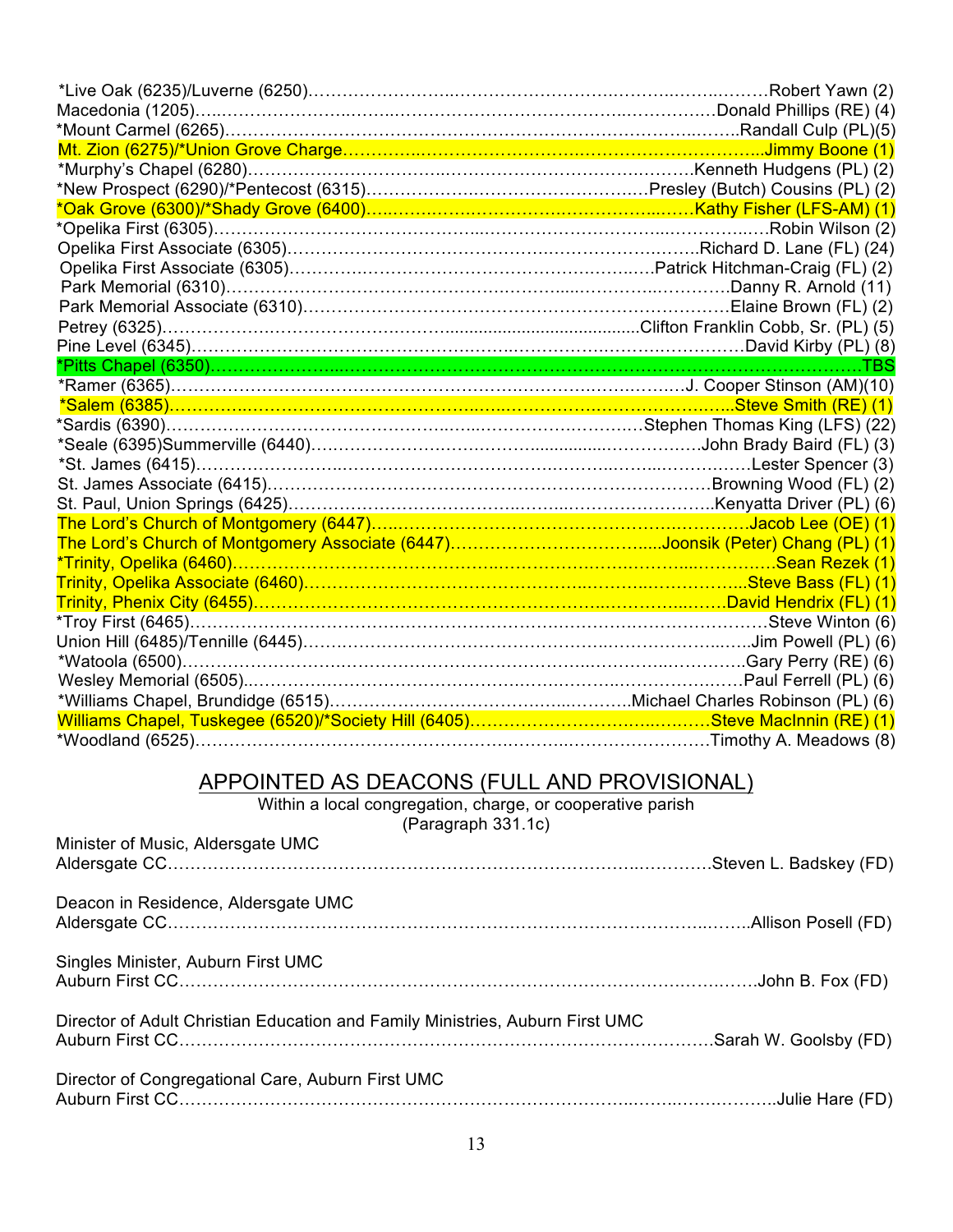*Live Oak (6235)/Luverne (6250)……………………………………………………………Robert Yawn (2)
Macedonia (1205)………………………………………………………………Donald Phillips (RE) (4)
*Mount Carmel (6265)……………………………………………………………………Randall Culp (PL)(5)
Mt. Zion (6275)/*Union Grove Charge…………………………………………………………Jimmy Boone (1)
*Murphy's Chapel (6280)……………………………………………………………Kenneth Hudgens (PL) (2)
*New Prospect (6290)/*Pentecost (6315)……………………………………………Presley (Butch) Cousins (PL) (2)
*Oak Grove (6300)/*Shady Grove (6400)……………………………………………Kathy Fisher (LFS-AM) (1)
*Opelika First (6305)…………………………………………………………………………Robin Wilson (2)
Opelika First Associate (6305)……………………………………………………………Richard D. Lane (FL) (24)
Opelika First Associate (6305)……………………………………………………Patrick Hitchman-Craig (FL) (2)
Park Memorial (6310)…………………………………………………………………………Danny R. Arnold (11)
Park Memorial Associate (6310)…………………………………………………………………Elaine Brown (FL) (2)
Petrey (6325)……………………………………………………………………Clifton Franklin Cobb, Sr. (PL) (5)
Pine Level (6345)……………………………………………………………………………David Kirby (PL) (8)
*Pitts Chapel (6350)……………………………………………………………………………………………TBS
*Ramer (6365)……………………………………………………………………………J. Cooper Stinson (AM)(10)
*Salem (6385)……………………………………………………………………………………Steve Smith (RE) (1)
*Sardis (6390)………………………………………………………………………Stephen Thomas King (LFS) (22)
*Seale (6395)Summerville (6440)……………………………………………………………John Brady Baird (FL) (3)
*St. James (6415)……………………………………………………………………………………Lester Spencer (3)
St. James Associate (6415)……………………………………………………………………Browning Wood (FL) (2)
St. Paul, Union Springs (6425)……………………………………………………………Kenyatta Driver (PL) (6)
The Lord's Church of Montgomery (6447)……………………………………………………………Jacob Lee (OE) (1)
The Lord's Church of Montgomery Associate (6447)………………………………Joonsik (Peter) Chang (PL) (1)
*Trinity, Opelika (6460)…………………………………………………………………………………Sean Rezek (1)
Trinity, Opelika Associate (6460)……………………………………………………………………Steve Bass (FL) (1)
Trinity, Phenix City (6455)…………………………………………………………………………David Hendrix (FL) (1)
*Troy First (6465)…………………………………………………………………………………………Steve Winton (6)
Union Hill (6485)/Tennille (6445)……………………………………………………………………Jim Powell (PL) (6)
*Watoola (6500)……………………………………………………………………………………Gary Perry (RE) (6)
Wesley Memorial (6505)………………………………………………………………………………Paul Ferrell (PL) (6)
*Williams Chapel, Brundidge (6515)……………………………………………Michael Charles Robinson (PL) (6)
Williams Chapel, Tuskegee (6520)/*Society Hill (6405)……………………………………Steve MacInnin (RE) (1)
*Woodland (6525)……………………………………………………………………………………Timothy A. Meadows (8)

## APPOINTED AS DEACONS (FULL AND PROVISIONAL)

Within a local congregation, charge, or cooperative parish
(Paragraph 331.1c)

Minister of Music, Aldersgate UMC
Aldersgate CC…………………………………………………………………………………Steven L. Badskey (FD)

Deacon in Residence, Aldersgate UMC
Aldersgate CC………………………………………………………………………………………Allison Posell (FD)

Singles Minister, Auburn First UMC
Auburn First CC………………………………………………………………………………………John B. Fox (FD)

Director of Adult Christian Education and Family Ministries, Auburn First UMC
Auburn First CC…………………………………………………………………………………Sarah W. Goolsby (FD)

Director of Congregational Care, Auburn First UMC
Auburn First CC………………………………………………………………………………………Julie Hare (FD)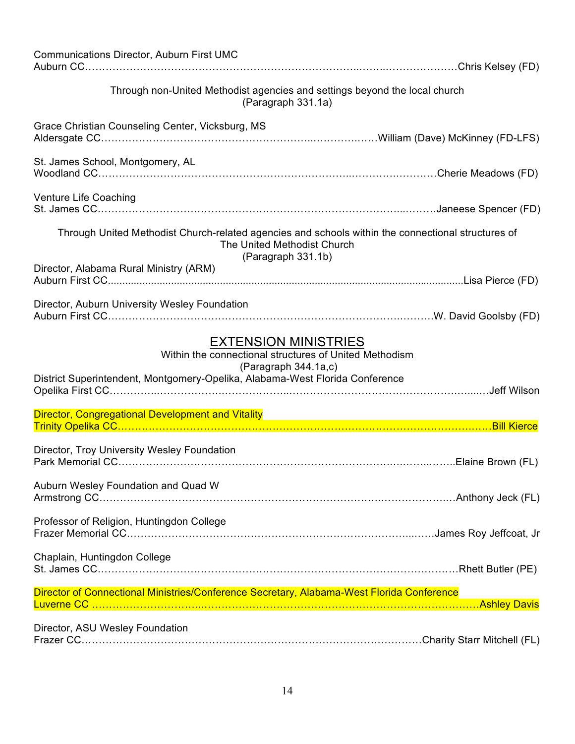Communications Director, Auburn First UMC
Auburn CC……………………………………………………………………………Chris Kelsey (FD)

Through non-United Methodist agencies and settings beyond the local church
(Paragraph 331.1a)

Grace Christian Counseling Center, Vicksburg, MS
Aldersgate CC……………………………………………………………William (Dave) McKinney (FD-LFS)

St. James School, Montgomery, AL
Woodland CC……………………………………………………………………Cherie Meadows (FD)

Venture Life Coaching
St. James CC……………………………………………………………………Janeese Spencer (FD)

Through United Methodist Church-related agencies and schools within the connectional structures of The United Methodist Church
(Paragraph 331.1b)

Director, Alabama Rural Ministry (ARM)
Auburn First CC……………………………………………………………………Lisa Pierce (FD)

Director, Auburn University Wesley Foundation
Auburn First CC……………………………………………………………………W. David Goolsby (FD)

## EXTENSION MINISTRIES

Within the connectional structures of United Methodism
(Paragraph 344.1a,c)

District Superintendent, Montgomery-Opelika, Alabama-West Florida Conference
Opelika First CC……………………………………………………………………Jeff Wilson

Director, Congregational Development and Vitality
Trinity Opelika CC……………………………………………………………………Bill Kierce

Director, Troy University Wesley Foundation
Park Memorial CC……………………………………………………………………Elaine Brown (FL)

Auburn Wesley Foundation and Quad W
Armstrong CC……………………………………………………………………Anthony Jeck (FL)

Professor of Religion, Huntingdon College
Frazer Memorial CC……………………………………………………………………James Roy Jeffcoat, Jr

Chaplain, Huntingdon College
St. James CC……………………………………………………………………Rhett Butler (PE)

Director of Connectional Ministries/Conference Secretary, Alabama-West Florida Conference
Luverne CC……………………………………………………………………Ashley Davis

Director, ASU Wesley Foundation
Frazer CC……………………………………………………………………Charity Starr Mitchell (FL)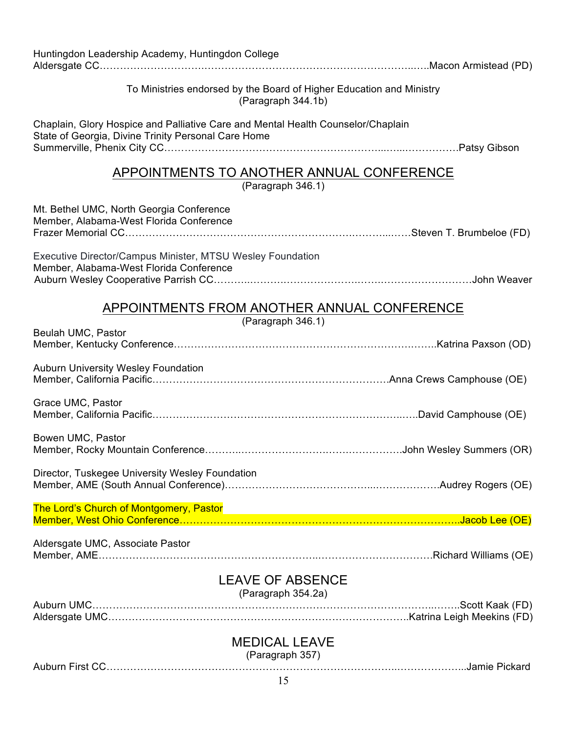Huntingdon Leadership Academy, Huntingdon College
Aldersgate CC……………………………………………………………………………………..…..Macon Armistead (PD)

To Ministries endorsed by the Board of Higher Education and Ministry
(Paragraph 344.1b)

Chaplain, Glory Hospice and Palliative Care and Mental Health Counselor/Chaplain
State of Georgia, Divine Trinity Personal Care Home
Summerville, Phenix City CC……………………………………………………..…..…………….Patsy Gibson

## APPOINTMENTS TO ANOTHER ANNUAL CONFERENCE

(Paragraph 346.1)

Mt. Bethel UMC, North Georgia Conference
Member, Alabama-West Florida Conference
Frazer Memorial CC………………………………………………………………………..……Steven T. Brumbeloe (FD)

Executive Director/Campus Minister, MTSU Wesley Foundation
Member, Alabama-West Florida Conference
Auburn Wesley Cooperative Parrish CC………………………………………………………………John Weaver

## APPOINTMENTS FROM ANOTHER ANNUAL CONFERENCE

(Paragraph 346.1)

Beulah UMC, Pastor
Member, Kentucky Conference……………………………………………………………………..Katrina Paxson (OD)

Auburn University Wesley Foundation
Member, California Pacific…………………………………………………………….Anna Crews Camphouse (OE)

Grace UMC, Pastor
Member, California Pacific………………………………………………………………………..David Camphouse (OE)

Bowen UMC, Pastor
Member, Rocky Mountain Conference……………………………………………………..John Wesley Summers (OR)

Director, Tuskegee University Wesley Foundation
Member, AME (South Annual Conference)…………………………………………………….Audrey Rogers (OE)

The Lord's Church of Montgomery, Pastor
Member, West Ohio Conference……………………………………………………………………….Jacob Lee (OE)

Aldersgate UMC, Associate Pastor
Member, AME……………………………………………………………………………………Richard Williams (OE)

## LEAVE OF ABSENCE

(Paragraph 354.2a)

Auburn UMC……………………………………………………………………………………………Scott Kaak (FD)
Aldersgate UMC…………………………………………………………………………..Katrina Leigh Meekins (FD)

## MEDICAL LEAVE

(Paragraph 357)

Auburn First CC……………………………………………………………………………………...Jamie Pickard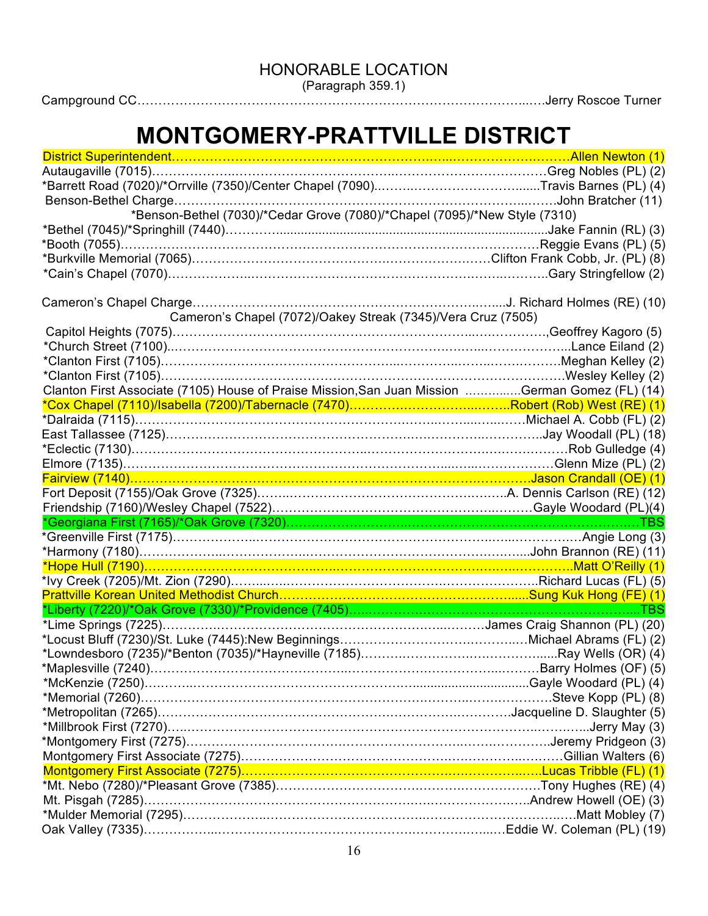## HONORABLE LOCATION

(Paragraph 359.1)

Campground CC……………………………………………………………………………..….Jerry Roscoe Turner

# MONTGOMERY-PRATTVILLE DISTRICT

District Superintendent………………………………………………………..…..………………..…….Allen Newton (1)
Autaugaville (7015)…………………………………………………………………………………Greg Nobles (PL) (2)
*Barrett Road (7020)/*Orrville (7350)/Center Chapel (7090)..……..………………………......Travis Barnes (PL) (4)
Benson-Bethel Charge…………………………………………………………………………...…….John Bratcher (11)
*Benson-Bethel (7030)/*Cedar Grove (7080)/*Chapel (7095)/*New Style (7310)
*Bethel (7045)/*Springhill (7440)………….........................................................................Jake Fannin (RL) (3)
*Booth (7055)…………………………………………………………………………………………Reggie Evans (PL) (5)
*Burkville Memorial (7065)…………………………………………………………Clifton Frank Cobb, Jr. (PL) (8)
*Cain's Chapel (7070)……………………………………………………………………………..Gary Stringfellow (2)

Cameron's Chapel Charge………………………………………………………………....J. Richard Holmes (RE) (10)
Cameron's Chapel (7072)/Oakey Streak (7345)/Vera Cruz (7505)
Capitol Heights (7075)……………………………………………………………………..……………,Geoffrey Kagoro (5)
*Church Street (7100)……………………………………………………………………………………...Lance Eiland (2)
*Clanton First (7105)………………………………………………………………………………….Meghan Kelley (2)
*Clanton First (7105)……………………………………………………………………………………Wesley Kelley (2)
Clanton First Associate (7105) House of Praise Mission,San Juan Mission …………..German Gomez (FL) (14)
*Cox Chapel (7110)/Isabella (7200)/Tabernacle (7470)……………………………..……Robert (Rob) West (RE) (1)
*Dalraida (7115)………………………………………………………………………………Michael A. Cobb (FL) (2)
East Tallassee (7125)…………………………………………………………………………..Jay Woodall (PL) (18)
*Eclectic (7130)……………………………………………………………………………………Rob Gulledge (4)
Elmore (7135)……………………………………………………………………………………Glenn Mize (PL) (2)
Fairview (7140)………………………………………………………………………………Jason Crandall (OE) (1)
Fort Deposit (7155)/Oak Grove (7325)…………………………………………………A. Dennis Carlson (RE) (12)
Friendship (7160)/Wesley Chapel (7522)…………………………………………………Gayle Woodard (PL)(4)
*Georgiana First (7165)/*Oak Grove (7320)…………………………………………………………………………….TBS
*Greenville First (7175)………………………………………………………………………………Angie Long (3)
*Harmony (7180)……………………………………………………………………………John Brannon (RE) (11)
*Hope Hull (7190)………………………………………………………………………………..Matt O'Reilly (1)
*Ivy Creek (7205)/Mt. Zion (7290)……………………………………………………………..Richard Lucas (FL) (5)
Prattville Korean United Methodist Church……………………………………………….....Sung Kuk Hong (FE) (1)
*Liberty (7220)/*Oak Grove (7330)/*Providence (7405)…………………………………………………………......TBS
*Lime Springs (7225)……………………………………………………………James Craig Shannon (PL) (20)
*Locust Bluff (7230)/St. Luke (7445):New Beginnings……………………………………Michael Abrams (FL) (2)
*Lowndesboro (7235)/*Benton (7035)/*Hayneville (7185)……………………………………......Ray Wells (OR) (4)
*Maplesville (7240)……………………………………………………………………………Barry Holmes (OF) (5)
*McKenzie (7250)…………………………………………………………………………......Gayle Woodard (PL) (4)
*Memorial (7260)…………………………………………………………………………………Steve Kopp (PL) (8)
*Metropolitan (7265)………………………………………………………………………Jacqueline D. Slaughter (5)
*Millbrook First (7270)……………………………………………………………………………………...Jerry May (3)
*Montgomery First (7275)………………………………………………………………………….Jeremy Pridgeon (3)
Montgomery First Associate (7275)………………………………………………………………………Gillian Walters (6)
Montgomery First Associate (7275)……………………………………………………………….Lucas Tribble (FL) (1)
*Mt. Nebo (7280)/*Pleasant Grove (7385)………………………………………………………Tony Hughes (RE) (4)
Mt. Pisgah (7285)……………………………………………………………………………Andrew Howell (OE) (3)
*Mulder Memorial (7295)…………………………………………………………………………………Matt Mobley (7)
Oak Valley (7335)…………………………………………………………………………Eddie W. Coleman (PL) (19)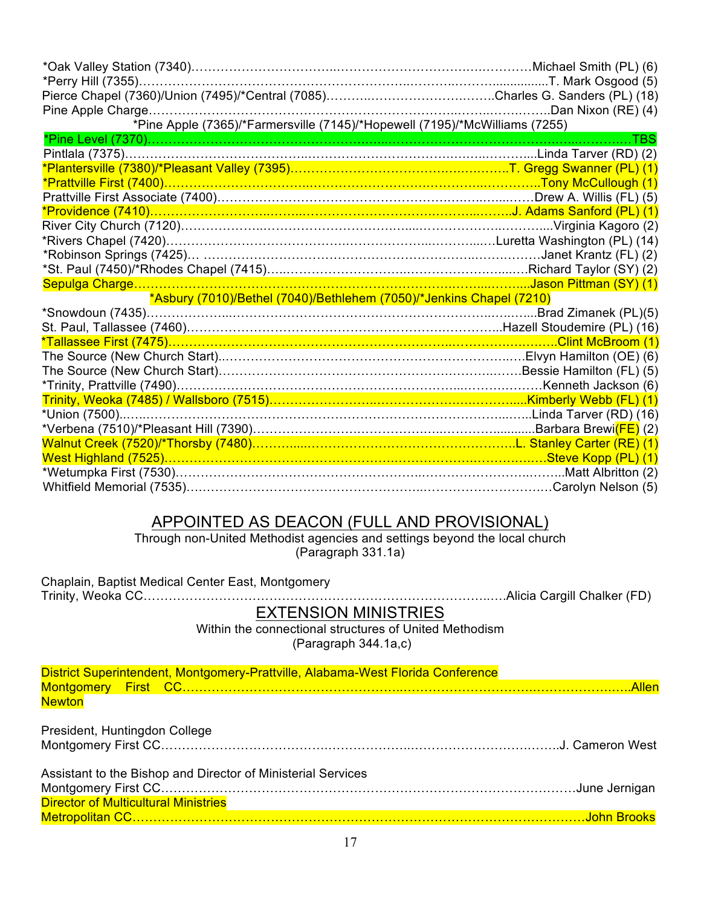*Oak Valley Station (7340)……………………………………………………………………Michael Smith (PL) (6)
*Perry Hill (7355)…………………………………………………………………………T. Mark Osgood (5)
Pierce Chapel (7360)/Union (7495)/*Central (7085)………………………………Charles G. Sanders (PL) (18)
Pine Apple Charge…………………………………………………………………………Dan Nixon (RE) (4)
*Pine Apple (7365)/*Farmersville (7145)/*Hopewell (7195)/*McWilliams (7255)
*Pine Level (7370)…………………………………………………………………………………TBS
Pintlala (7375)………………………………………………………………………………Linda Tarver (RD) (2)
*Plantersville (7380)/*Pleasant Valley (7395)……………………………………T. Gregg Swanner (PL) (1)
*Prattville First (7400)…………………………………………………………………Tony McCullough (1)
Prattville First Associate (7400)………………………………………………………Drew A. Willis (FL) (5)
*Providence (7410)……………………………………………………………………J. Adams Sanford (PL) (1)
River City Church (7120)………………………………………………………………Virginia Kagoro (2)
*Rivers Chapel (7420)……………………………………………………………Luretta Washington (PL) (14)
*Robinson Springs (7425)… ………………………………………………………………Janet Krantz (FL) (2)
*St. Paul (7450)/*Rhodes Chapel (7415)……………………………………………Richard Taylor (SY) (2)
Sepulga Charge………………………………………………………………………………Jason Pittman (SY) (1)
*Asbury (7010)/Bethel (7040)/Bethlehem (7050)/*Jenkins Chapel (7210)
*Snowdoun (7435)…………………………………………………………………………Brad Zimanek (PL)(5)
St. Paul, Tallassee (7460)…………………………………………………………Hazell Stoudemire (PL) (16)
*Tallassee First (7475)………………………………………………………………………Clint McBroom (1)
The Source (New Church Start)………………………………………………………Elvyn Hamilton (OE) (6)
The Source (New Church Start)………………………………………………………Bessie Hamilton (FL) (5)
*Trinity, Prattville (7490)…………………………………………………………………Kenneth Jackson (6)
Trinity, Weoka (7485) / Wallsboro (7515)……………………………………………Kimberly Webb (FL) (1)
*Union (7500)……………………………………………………………………………Linda Tarver (RD) (16)
*Verbena (7510)/*Pleasant Hill (7390)……………………………………………………Barbara Brewi(FE) (2)
Walnut Creek (7520)/*Thorsby (7480)……………………………………………L. Stanley Carter (RE) (1)
West Highland (7525)……………………………………………………………………Steve Kopp (PL) (1)
*Wetumpka First (7530)……………………………………………………………………Matt Albritton (2)
Whitfield Memorial (7535)………………………………………………………………Carolyn Nelson (5)

## APPOINTED AS DEACON (FULL AND PROVISIONAL)

Through non-United Methodist agencies and settings beyond the local church
(Paragraph 331.1a)

Chaplain, Baptist Medical Center East, Montgomery
Trinity, Weoka CC……………………………………………………………………Alicia Cargill Chalker (FD)

## EXTENSION MINISTRIES

Within the connectional structures of United Methodism
(Paragraph 344.1a,c)

District Superintendent, Montgomery-Prattville, Alabama-West Florida Conference
Montgomery First CC……………………………………………………………………………Allen Newton

President, Huntingdon College
Montgomery First CC……………………………………………………………………J. Cameron West

Assistant to the Bishop and Director of Ministerial Services
Montgomery First CC……………………………………………………………………June Jernigan

Director of Multicultural Ministries
Metropolitan CC……………………………………………………………………………John Brooks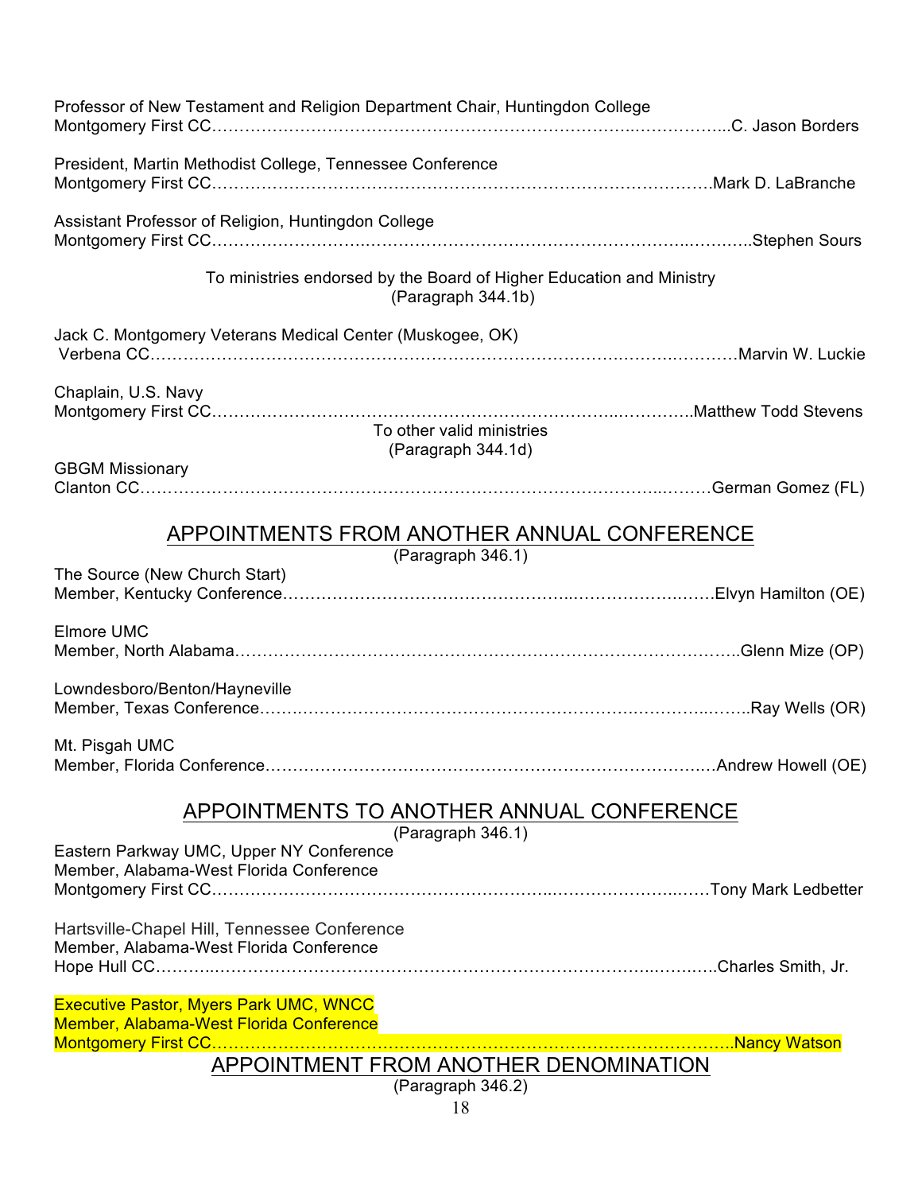Professor of New Testament and Religion Department Chair, Huntingdon College
Montgomery First CC……………………………………………………………………………C. Jason Borders

President, Martin Methodist College, Tennessee Conference
Montgomery First CC……………………………………………………………………………Mark D. LaBranche

Assistant Professor of Religion, Huntingdon College
Montgomery First CC……………………………………………………………………………Stephen Sours

To ministries endorsed by the Board of Higher Education and Ministry
(Paragraph 344.1b)

Jack C. Montgomery Veterans Medical Center (Muskogee, OK)
Verbena CC……………………………………………………………………………………Marvin W. Luckie

Chaplain, U.S. Navy
Montgomery First CC……………………………………………………………………………Matthew Todd Stevens

To other valid ministries
(Paragraph 344.1d)

GBGM Missionary
Clanton CC……………………………………………………………………………………German Gomez (FL)

## APPOINTMENTS FROM ANOTHER ANNUAL CONFERENCE

(Paragraph 346.1)

The Source (New Church Start)
Member, Kentucky Conference………………………………………………………………Elvyn Hamilton (OE)

Elmore UMC
Member, North Alabama……………………………………………………………………Glenn Mize (OP)

Lowndesboro/Benton/Hayneville
Member, Texas Conference…………………………………………………………………Ray Wells (OR)

Mt. Pisgah UMC
Member, Florida Conference………………………………………………………………Andrew Howell (OE)

## APPOINTMENTS TO ANOTHER ANNUAL CONFERENCE

(Paragraph 346.1)

Eastern Parkway UMC, Upper NY Conference
Member, Alabama-West Florida Conference
Montgomery First CC……………………………………………………………………………Tony Mark Ledbetter

Hartsville-Chapel Hill, Tennessee Conference
Member, Alabama-West Florida Conference
Hope Hull CC…………………………………………………………………………………Charles Smith, Jr.

Executive Pastor, Myers Park UMC, WNCC
Member, Alabama-West Florida Conference
Montgomery First CC……………………………………………………………………………Nancy Watson

## APPOINTMENT FROM ANOTHER DENOMINATION

(Paragraph 346.2)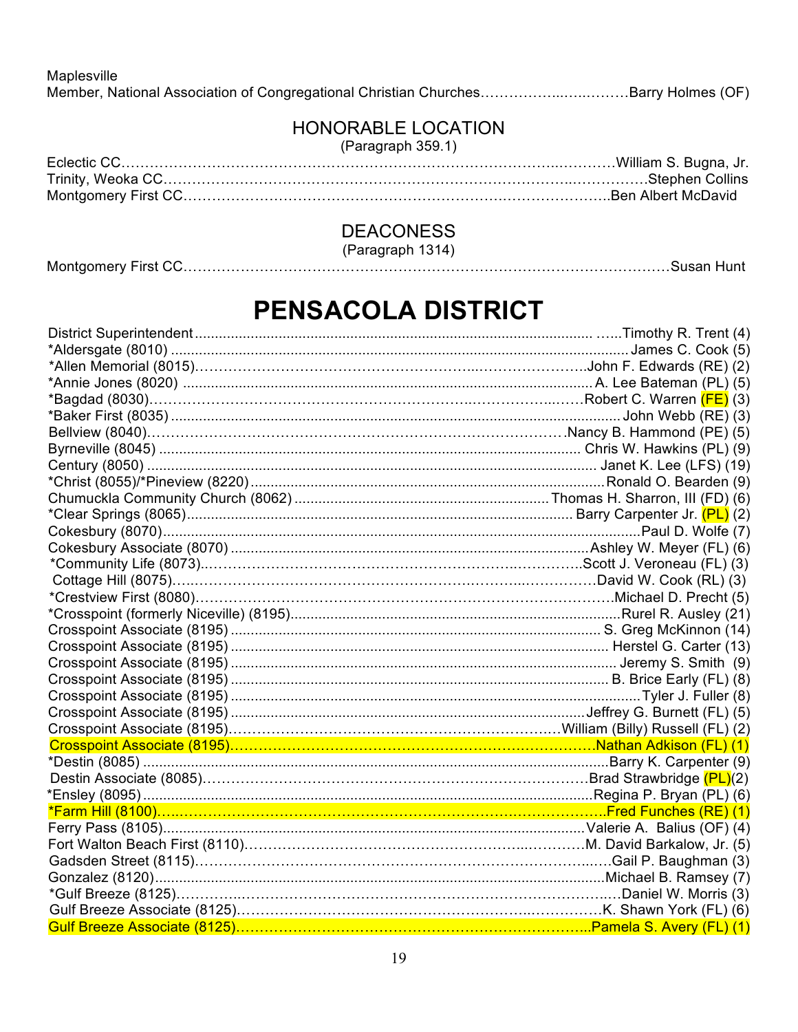Maplesville
Member, National Association of Congregational Christian Churches……………..…..………Barry Holmes (OF)

## HONORABLE LOCATION

(Paragraph 359.1)

Eclectic CC…………………………………………………………………………………..…………William S. Bugna, Jr.
Trinity, Weoka CC………………………………………………………………………………..……………Stephen Collins
Montgomery First CC………………………………………………………………………………..Ben Albert McDavid

## DEACONESS

(Paragraph 1314)

Montgomery First CC…………………………………………………………………………………………Susan Hunt

# PENSACOLA DISTRICT

District Superintendent ........................................................................................................ …...Timothy R. Trent (4)
*Aldersgate (8010) ........................................................................................................ James C. Cook (5)
*Allen Memorial (8015)………………………………………………………………………….John F. Edwards (RE) (2)
*Annie Jones (8020) ........................................................................................................ A. Lee Bateman (PL) (5)
*Bagdad (8030)……………………………………………………………………………..……Robert C. Warren (FE) (3)
*Baker First (8035) ........................................................................................................ John Webb (RE) (3)
Bellview (8040)……………………………………………………………………………Nancy B. Hammond (PE) (5)
Byrneville (8045) ........................................................................................................ Chris W. Hawkins (PL) (9)
Century (8050) ........................................................................................................ Janet K. Lee (LFS) (19)
*Christ (8055)/*Pineview (8220) ........................................................................................................ Ronald O. Bearden (9)
Chumuckla Community Church (8062) ........................................................................................................ Thomas H. Sharron, III (FD) (6)
*Clear Springs (8065) ........................................................................................................ Barry Carpenter Jr. (PL) (2)
Cokesbury (8070) ........................................................................................................ Paul D. Wolfe (7)
Cokesbury Associate (8070) ........................................................................................................ Ashley W. Meyer (FL) (6)
*Community Life (8073)..……………………………………………………………..…………..Scott J. Veroneau (FL) (3)
Cottage Hill (8075)…..…………………………………………………………..……………David W. Cook (RL) (3)
*Crestview First (8080)……………………………………………………………………………Michael D. Precht (5)
*Crosspoint (formerly Niceville) (8195) ........................................................................................................ Rurel R. Ausley (21)
Crosspoint Associate (8195) ........................................................................................................ S. Greg McKinnon (14)
Crosspoint Associate (8195) ........................................................................................................ Herstel G. Carter (13)
Crosspoint Associate (8195) ........................................................................................................ Jeremy S. Smith (9)
Crosspoint Associate (8195) ........................................................................................................ B. Brice Early (FL) (8)
Crosspoint Associate (8195) ........................................................................................................ Tyler J. Fuller (8)
Crosspoint Associate (8195) ........................................................................................................ Jeffrey G. Burnett (FL) (5)
Crosspoint Associate (8195)……………………………………………………………………William (Billy) Russell (FL) (2)
Crosspoint Associate (8195)……………………………………………………………….…………Nathan Adkison (FL) (1)
*Destin (8085) ........................................................................................................ Barry K. Carpenter (9)
Destin Associate (8085)………………………………………………………………………Brad Strawbridge (PL)(2)
*Ensley (8095) ........................................................................................................ Regina P. Bryan (PL) (6)
*Farm Hill (8100)…..……………………………………………………………………..………………Fred Funches (RE) (1)
Ferry Pass (8105) ........................................................................................................ Valerie A. Balius (OF) (4)
Fort Walton Beach First (8110)………………………………………………………..…………M. David Barkalow, Jr. (5)
Gadsden Street (8115)……………………………………………………………………..….Gail P. Baughman (3)
Gonzalez (8120) ........................................................................................................ Michael B. Ramsey (7)
*Gulf Breeze (8125)…………..……………………………………………………………….…Daniel W. Morris (3)
Gulf Breeze Associate (8125)……………………………………………………..……………K. Shawn York (FL) (6)
Gulf Breeze Associate (8125)…………………………………………………………………..Pamela S. Avery (FL) (1)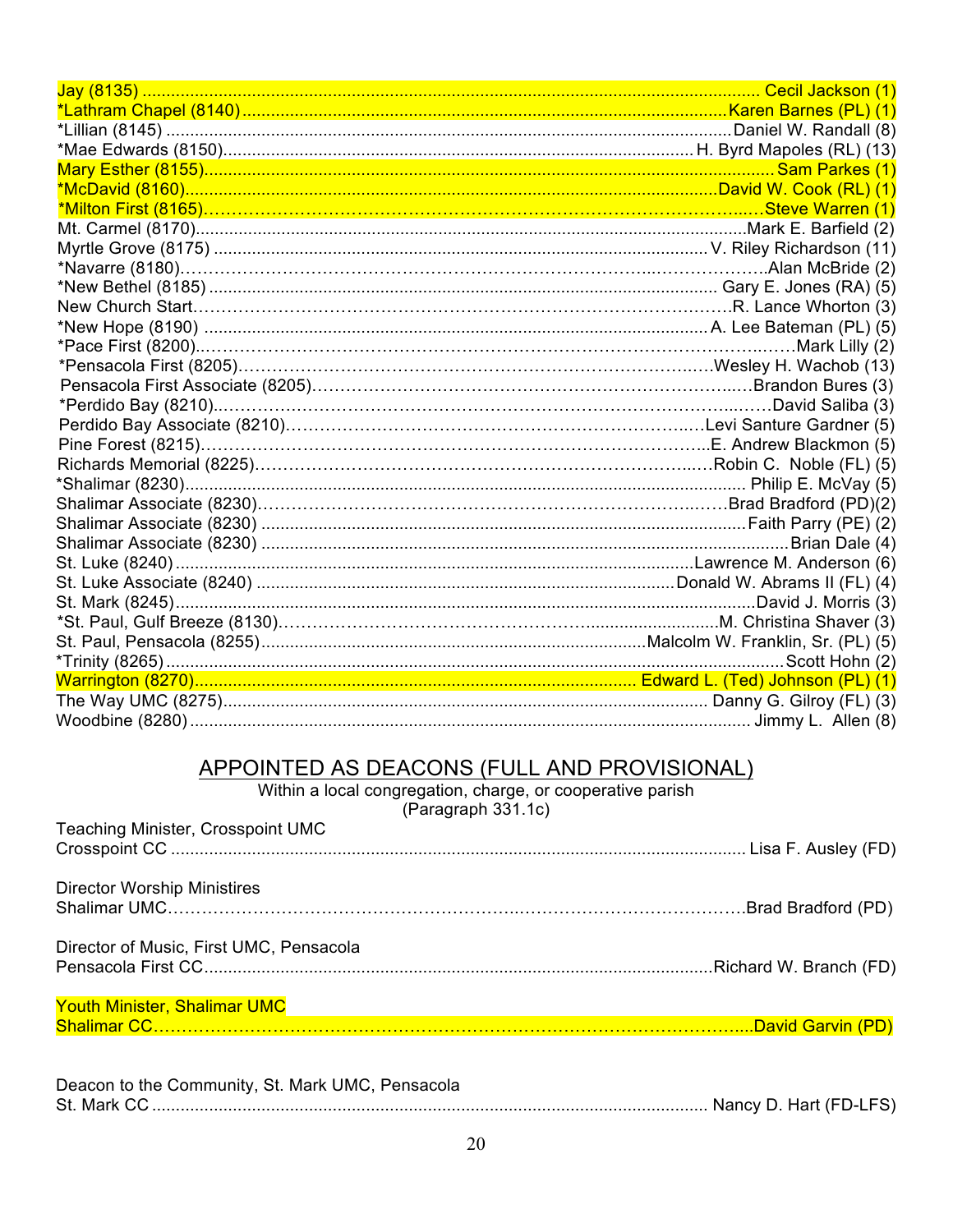Jay (8135) ............................................................ Cecil Jackson (1)
*Lathram Chapel (8140) ............................................................ Karen Barnes (PL) (1)
*Lillian (8145) ............................................................ Daniel W. Randall (8)
*Mae Edwards (8150) ............................................................ H. Byrd Mapoles (RL) (13)
Mary Esther (8155) ............................................................ Sam Parkes (1)
*McDavid (8160) ............................................................ David W. Cook (RL) (1)
*Milton First (8165) ............................................................ Steve Warren (1)
Mt. Carmel (8170) ............................................................ Mark E. Barfield (2)
Myrtle Grove (8175) ............................................................ V. Riley Richardson (11)
*Navarre (8180) ............................................................ Alan McBride (2)
*New Bethel (8185) ............................................................ Gary E. Jones (RA) (5)
New Church Start ............................................................ R. Lance Whorton (3)
*New Hope (8190) ............................................................ A. Lee Bateman (PL) (5)
*Pace First (8200) ............................................................ Mark Lilly (2)
*Pensacola First (8205) ............................................................ Wesley H. Wachob (13)
Pensacola First Associate (8205) ............................................................ Brandon Bures (3)
*Perdido Bay (8210) ............................................................ David Saliba (3)
Perdido Bay Associate (8210) ............................................................ Levi Santure Gardner (5)
Pine Forest (8215) ............................................................ E. Andrew Blackmon (5)
Richards Memorial (8225) ............................................................ Robin C. Noble (FL) (5)
*Shalimar (8230) ............................................................ Philip E. McVay (5)
Shalimar Associate (8230) ............................................................ Brad Bradford (PD)(2)
Shalimar Associate (8230) ............................................................ Faith Parry (PE) (2)
Shalimar Associate (8230) ............................................................ Brian Dale (4)
St. Luke (8240) ............................................................ Lawrence M. Anderson (6)
St. Luke Associate (8240) ............................................................ Donald W. Abrams II (FL) (4)
St. Mark (8245) ............................................................ David J. Morris (3)
*St. Paul, Gulf Breeze (8130) ............................................................ M. Christina Shaver (3)
St. Paul, Pensacola (8255) ............................................................ Malcolm W. Franklin, Sr. (PL) (5)
*Trinity (8265) ............................................................ Scott Hohn (2)
Warrington (8270) ............................................................ Edward L. (Ted) Johnson (PL) (1)
The Way UMC (8275) ............................................................ Danny G. Gilroy (FL) (3)
Woodbine (8280) ............................................................ Jimmy L. Allen (8)

## APPOINTED AS DEACONS (FULL AND PROVISIONAL)

Within a local congregation, charge, or cooperative parish
(Paragraph 331.1c)

Teaching Minister, Crosspoint UMC
Crosspoint CC ............................................................ Lisa F. Ausley (FD)

Director Worship Ministires
Shalimar UMC ............................................................ Brad Bradford (PD)

Director of Music, First UMC, Pensacola
Pensacola First CC ............................................................ Richard W. Branch (FD)

Youth Minister, Shalimar UMC
Shalimar CC ............................................................ David Garvin (PD)

Deacon to the Community, St. Mark UMC, Pensacola
St. Mark CC ............................................................ Nancy D. Hart (FD-LFS)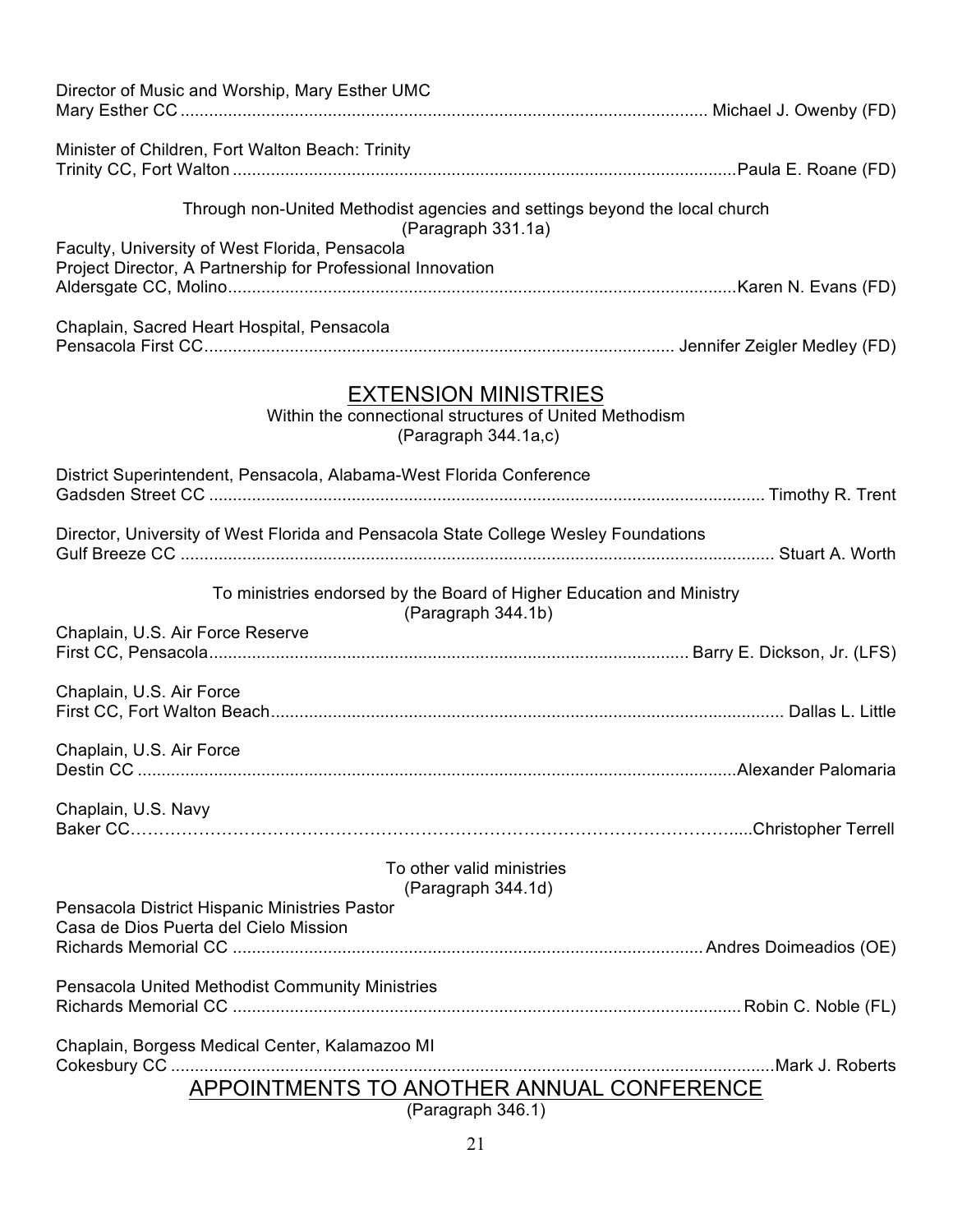Director of Music and Worship, Mary Esther UMC
Mary Esther CC ............................................................................................................ Michael J. Owenby (FD)

Minister of Children, Fort Walton Beach: Trinity
Trinity CC, Fort Walton ........................................................................................................Paula E. Roane (FD)

Through non-United Methodist agencies and settings beyond the local church
(Paragraph 331.1a)

Faculty, University of West Florida, Pensacola
Project Director, A Partnership for Professional Innovation
Aldersgate CC, Molino..........................................................................................................Karen N. Evans (FD)

Chaplain, Sacred Heart Hospital, Pensacola
Pensacola First CC.................................................................................................. Jennifer Zeigler Medley (FD)

## EXTENSION MINISTRIES

Within the connectional structures of United Methodism
(Paragraph 344.1a,c)

District Superintendent, Pensacola, Alabama-West Florida Conference
Gadsden Street CC .................................................................................................................... Timothy R. Trent

Director, University of West Florida and Pensacola State College Wesley Foundations
Gulf Breeze CC ............................................................................................................................ Stuart A. Worth

To ministries endorsed by the Board of Higher Education and Ministry
(Paragraph 344.1b)

Chaplain, U.S. Air Force Reserve
First CC, Pensacola.................................................................................................... Barry E. Dickson, Jr. (LFS)

Chaplain, U.S. Air Force
First CC, Fort Walton Beach........................................................................................................... Dallas L. Little

Chaplain, U.S. Air Force
Destin CC ..............................................................................................................................Alexander Palomaria

Chaplain, U.S. Navy
Baker CC……………………………………………………………………………………………......Christopher Terrell

To other valid ministries
(Paragraph 344.1d)

Pensacola District Hispanic Ministries Pastor
Casa de Dios Puerta del Cielo Mission
Richards Memorial CC .................................................................................................. Andres Doimeadios (OE)

Pensacola United Methodist Community Ministries
Richards Memorial CC ........................................................................................................... Robin C. Noble (FL)

Chaplain, Borgess Medical Center, Kalamazoo MI
Cokesbury CC ..............................................................................................................................Mark J. Roberts

## APPOINTMENTS TO ANOTHER ANNUAL CONFERENCE

(Paragraph 346.1)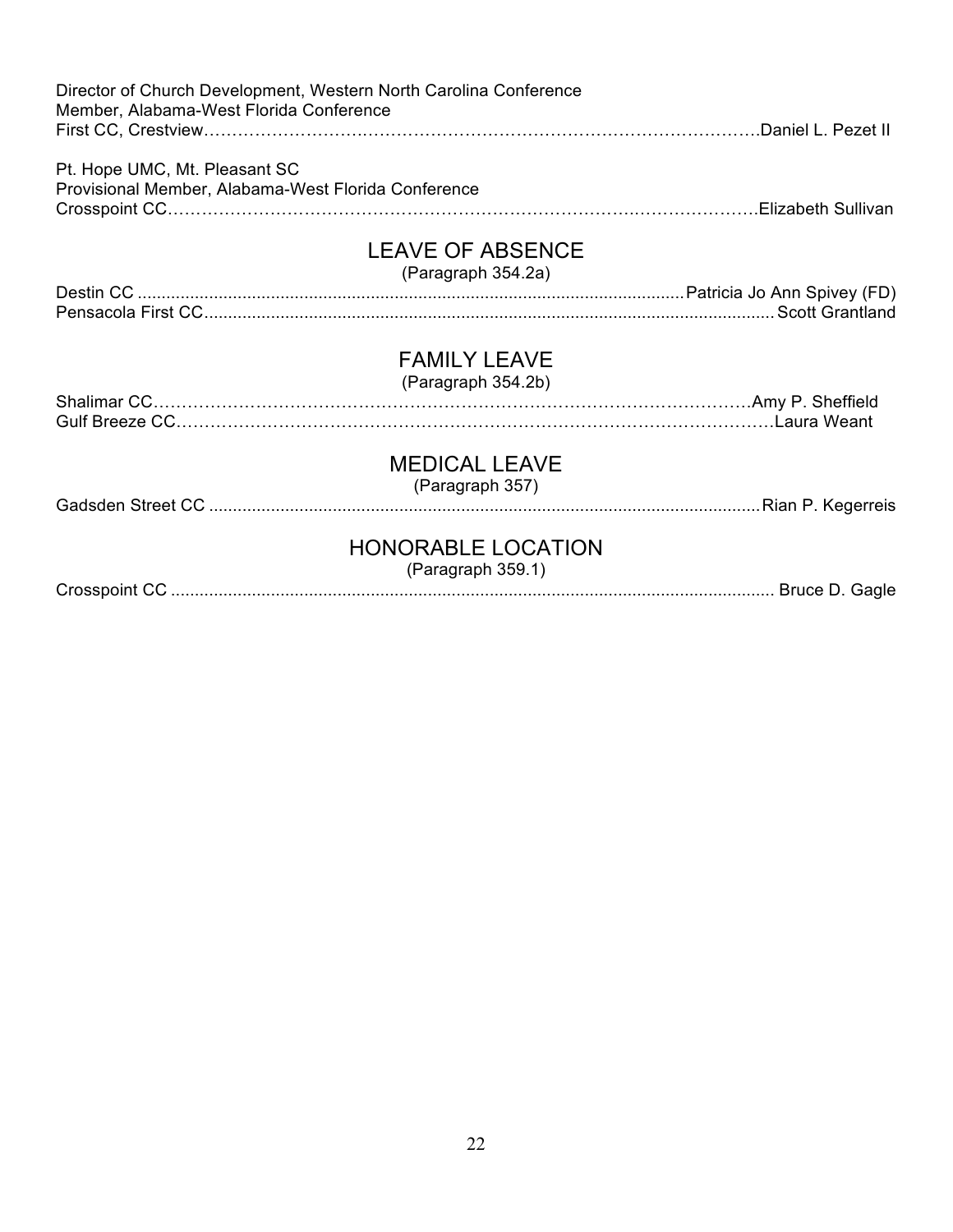Director of Church Development, Western North Carolina Conference
Member, Alabama-West Florida Conference
First CC, Crestview……………………………………………………………………………………Daniel L. Pezet II

Pt. Hope UMC, Mt. Pleasant SC
Provisional Member, Alabama-West Florida Conference
Crosspoint CC……………………………………………………………………………………………Elizabeth Sullivan

## LEAVE OF ABSENCE

(Paragraph 354.2a)

Destin CC ....................................................................................................................Patricia Jo Ann Spivey (FD)
Pensacola First CC....................................................................................................................Scott Grantland

## FAMILY LEAVE

(Paragraph 354.2b)

Shalimar CC…………………………………………………………………………………………………Amy P. Sheffield
Gulf Breeze CC………………………………………………………………………………………………Laura Weant

## MEDICAL LEAVE

(Paragraph 357)

Gadsden Street CC ....................................................................................................................Rian P. Kegerreis

## HONORABLE LOCATION

(Paragraph 359.1)

Crosspoint CC .................................................................................................................... Bruce D. Gagle